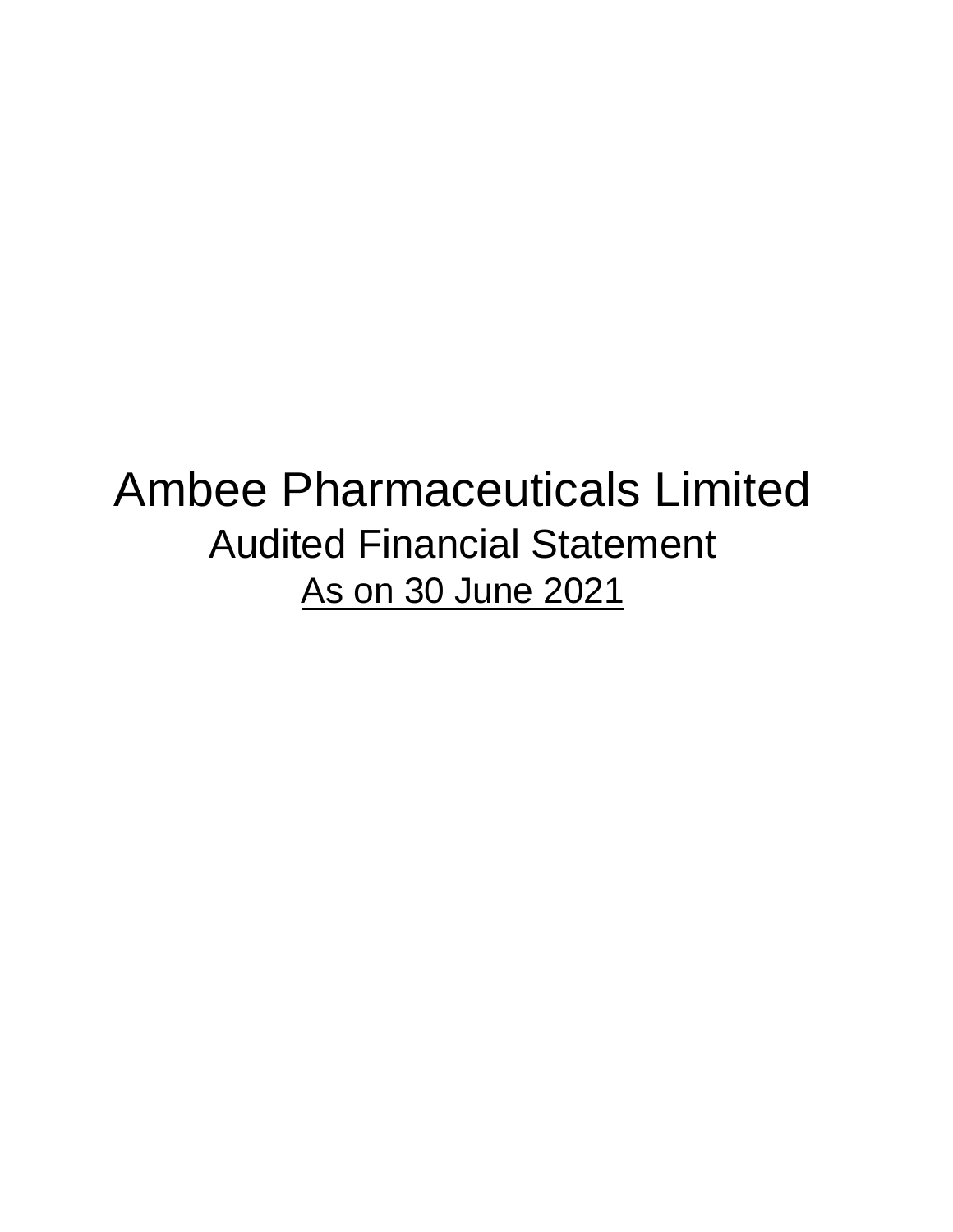# Ambee Pharmaceuticals Limited

## Audited Financial Statement

As on 30 June 2021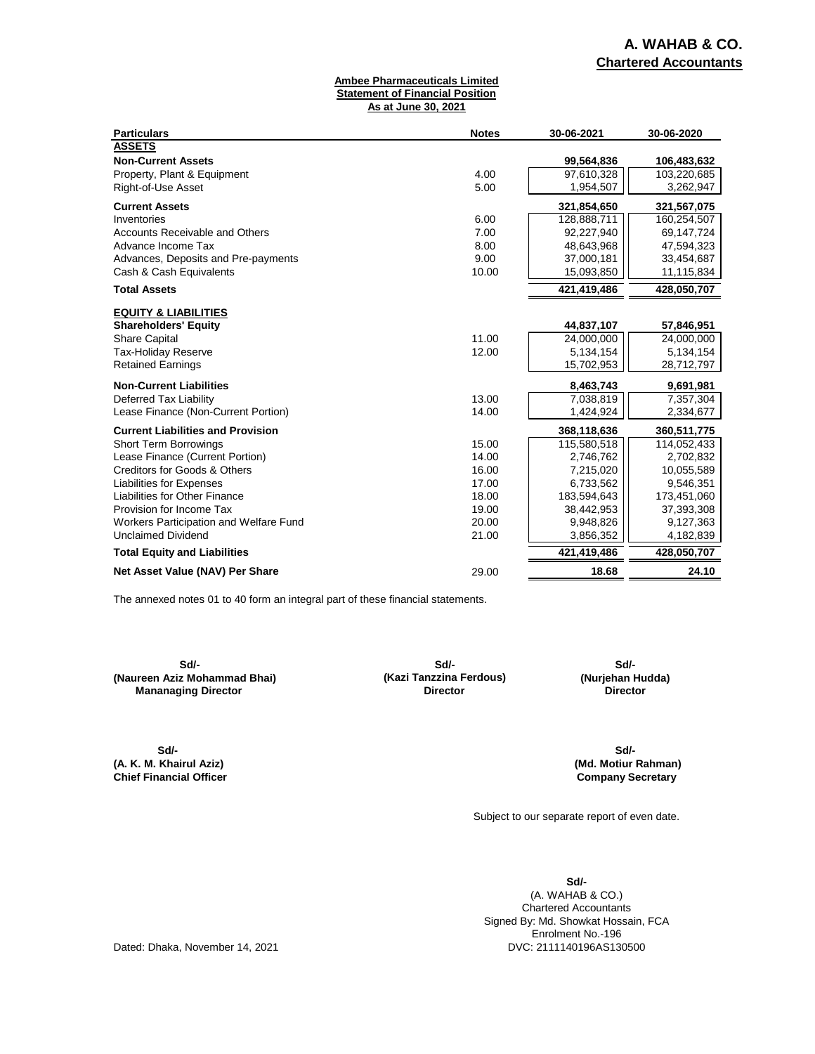# A. WAHAB & CO.
## Chartered Accountants

**Ambee Pharmaceuticals Limited**
**Statement of Financial Position**
**As at June 30, 2021**

| Particulars | Notes | 30-06-2021 | 30-06-2020 |
|---|---|---|---|
| **ASSETS** | | | |
| **Non-Current Assets** | | **99,564,836** | **106,483,632** |
| Property, Plant & Equipment | 4.00 | 97,610,328 | 103,220,685 |
| Right-of-Use Asset | 5.00 | 1,954,507 | 3,262,947 |
| **Current Assets** | | **321,854,650** | **321,567,075** |
| Inventories | 6.00 | 128,888,711 | 160,254,507 |
| Accounts Receivable and Others | 7.00 | 92,227,940 | 69,147,724 |
| Advance Income Tax | 8.00 | 48,643,968 | 47,594,323 |
| Advances, Deposits and Pre-payments | 9.00 | 37,000,181 | 33,454,687 |
| Cash & Cash Equivalents | 10.00 | 15,093,850 | 11,115,834 |
| **Total Assets** | | **421,419,486** | **428,050,707** |
| **EQUITY & LIABILITIES** | | | |
| **Shareholders' Equity** | | **44,837,107** | **57,846,951** |
| Share Capital | 11.00 | 24,000,000 | 24,000,000 |
| Tax-Holiday Reserve | 12.00 | 5,134,154 | 5,134,154 |
| Retained Earnings | | 15,702,953 | 28,712,797 |
| **Non-Current Liabilities** | | **8,463,743** | **9,691,981** |
| Deferred Tax Liability | 13.00 | 7,038,819 | 7,357,304 |
| Lease Finance (Non-Current Portion) | 14.00 | 1,424,924 | 2,334,677 |
| **Current Liabilities and Provision** | | **368,118,636** | **360,511,775** |
| Short Term Borrowings | 15.00 | 115,580,518 | 114,052,433 |
| Lease Finance (Current Portion) | 14.00 | 2,746,762 | 2,702,832 |
| Creditors for Goods & Others | 16.00 | 7,215,020 | 10,055,589 |
| Liabilities for Expenses | 17.00 | 6,733,562 | 9,546,351 |
| Liabilities for Other Finance | 18.00 | 183,594,643 | 173,451,060 |
| Provision for Income Tax | 19.00 | 38,442,953 | 37,393,308 |
| Workers Participation and Welfare Fund | 20.00 | 9,948,826 | 9,127,363 |
| Unclaimed Dividend | 21.00 | 3,856,352 | 4,182,839 |
| **Total Equity and Liabilities** | | **421,419,486** | **428,050,707** |
| **Net Asset Value (NAV) Per Share** | 29.00 | **18.68** | **24.10** |

The annexed notes 01 to 40 form an integral part of these financial statements.

**Sd/-**
**(Naureen Aziz Mohammad Bhai)**
**Mananaging Director**

**Sd/-**
**(Kazi Tanzzina Ferdous)**
**Director**

**Sd/-**
**(Nurjehan Hudda)**
**Director**

**Sd/-**
**(A. K. M. Khairul Aziz)**
**Chief Financial Officer**

**Sd/-**
**(Md. Motiur Rahman)**
**Company Secretary**

Subject to our separate report of even date.

**Sd/-**
(A. WAHAB & CO.)
Chartered Accountants
Signed By: Md. Showkat Hossain, FCA
Enrolment No.-196
DVC: 2111140196AS130500

Dated: Dhaka, November 14, 2021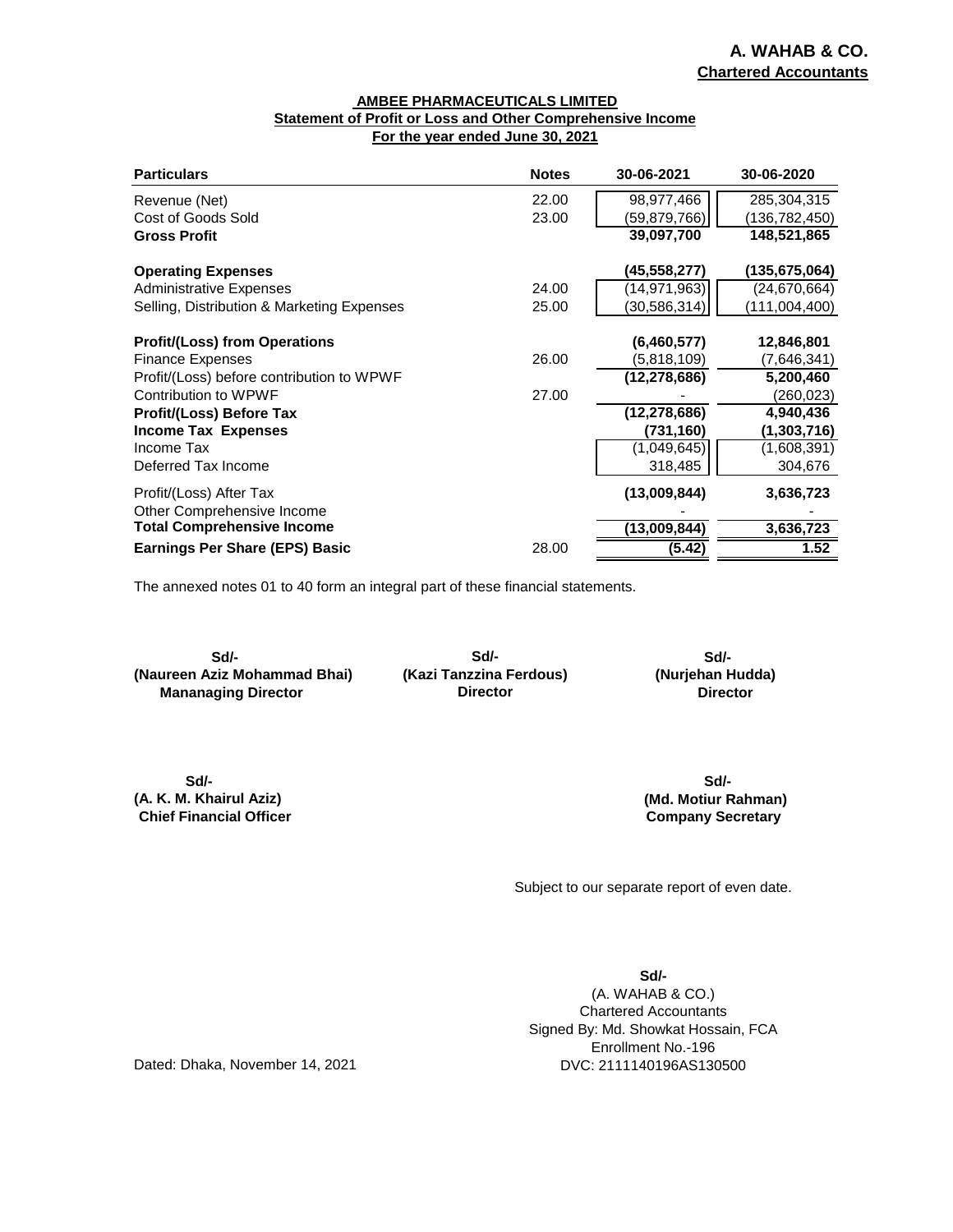**A. WAHAB & CO.**
**Chartered Accountants**

**AMBEE PHARMACEUTICALS LIMITED**
**Statement of Profit or Loss and Other Comprehensive Income**
**For the year ended June 30, 2021**

| Particulars | Notes | 30-06-2021 | 30-06-2020 |
|---|---|---|---|
| Revenue (Net) | 22.00 | 98,977,466 | 285,304,315 |
| Cost of Goods Sold | 23.00 | (59,879,766) | (136,782,450) |
| **Gross Profit** | | **39,097,700** | **148,521,865** |
| **Operating Expenses** | | **(45,558,277)** | **(135,675,064)** |
| Administrative Expenses | 24.00 | (14,971,963) | (24,670,664) |
| Selling, Distribution & Marketing Expenses | 25.00 | (30,586,314) | (111,004,400) |
| **Profit/(Loss) from Operations** | | **(6,460,577)** | **12,846,801** |
| Finance Expenses | 26.00 | (5,818,109) | (7,646,341) |
| Profit/(Loss) before contribution to WPWF | | **(12,278,686)** | **5,200,460** |
| Contribution to WPWF | 27.00 | - | (260,023) |
| **Profit/(Loss) Before Tax** | | **(12,278,686)** | **4,940,436** |
| **Income Tax Expenses** | | **(731,160)** | **(1,303,716)** |
| Income Tax | | (1,049,645) | (1,608,391) |
| Deferred Tax Income | | 318,485 | 304,676 |
| Profit/(Loss) After Tax | | **(13,009,844)** | **3,636,723** |
| Other Comprehensive Income | | - | - |
| **Total Comprehensive Income** | | **(13,009,844)** | **3,636,723** |
| **Earnings Per Share (EPS) Basic** | 28.00 | **(5.42)** | **1.52** |

The annexed notes 01 to 40 form an integral part of these financial statements.

**Sd/-**
**(Naureen Aziz Mohammad Bhai)**
**Mananaging Director**

**Sd/-**
**(Kazi Tanzzina Ferdous)**
**Director**

**Sd/-**
**(Nurjehan Hudda)**
**Director**

**Sd/-**
**(A. K. M. Khairul Aziz)**
**Chief Financial Officer**

**Sd/-**
**(Md. Motiur Rahman)**
**Company Secretary**

Subject to our separate report of even date.

**Sd/-**
(A. WAHAB & CO.)
Chartered Accountants
Signed By: Md. Showkat Hossain, FCA
Enrollment No.-196
DVC: 2111140196AS130500

Dated: Dhaka, November 14, 2021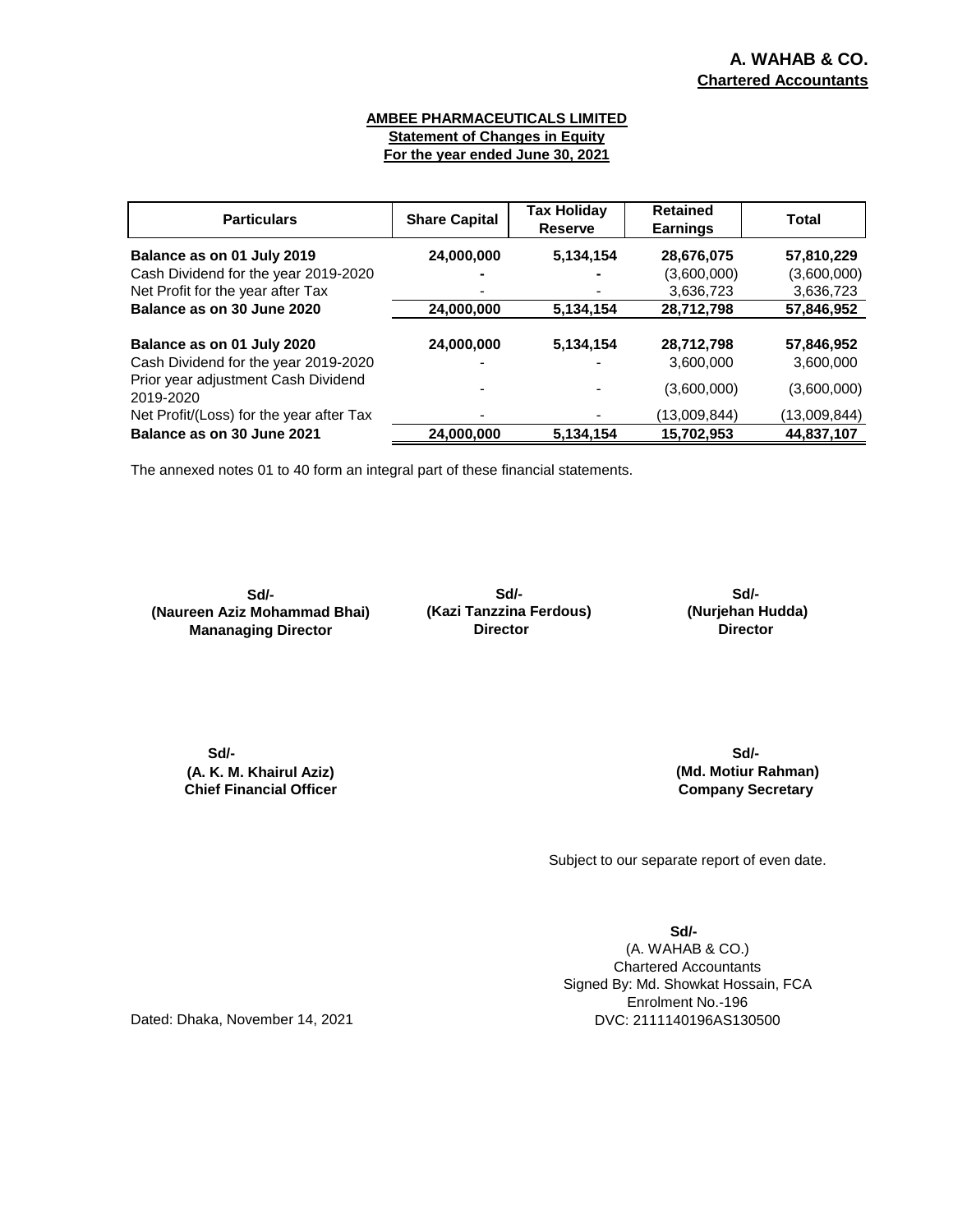**A. WAHAB & CO.**
**Chartered Accountants**

**AMBEE PHARMACEUTICALS LIMITED**
**Statement of Changes in Equity**
**For the year ended June 30, 2021**

| Particulars | Share Capital | Tax Holiday Reserve | Retained Earnings | Total |
|---|---|---|---|---|
| **Balance as on 01 July 2019** | **24,000,000** | **5,134,154** | **28,676,075** | **57,810,229** |
| Cash Dividend for the year 2019-2020 | - | - | (3,600,000) | (3,600,000) |
| Net Profit for the year after Tax | - | - | 3,636,723 | 3,636,723 |
| **Balance as on 30 June 2020** | **24,000,000** | **5,134,154** | **28,712,798** | **57,846,952** |
| **Balance as on 01 July 2020** | **24,000,000** | **5,134,154** | **28,712,798** | **57,846,952** |
| Cash Dividend for the year 2019-2020 | - | - | 3,600,000 | 3,600,000 |
| Prior year adjustment Cash Dividend 2019-2020 | - | - | (3,600,000) | (3,600,000) |
| Net Profit/(Loss) for the year after Tax | - | - | (13,009,844) | (13,009,844) |
| **Balance as on 30 June 2021** | **24,000,000** | **5,134,154** | **15,702,953** | **44,837,107** |

The annexed notes 01 to 40 form an integral part of these financial statements.

**Sd/-**
**(Naureen Aziz Mohammad Bhai)**
**Mananaging Director**

**Sd/-**
**(Kazi Tanzzina Ferdous)**
**Director**

**Sd/-**
**(Nurjehan Hudda)**
**Director**

**Sd/-**
**(A. K. M. Khairul Aziz)**
**Chief Financial Officer**

**Sd/-**
**(Md. Motiur Rahman)**
**Company Secretary**

Subject to our separate report of even date.

**Sd/-**
(A. WAHAB & CO.)
Chartered Accountants
Signed By: Md. Showkat Hossain, FCA
Enrolment No.-196
DVC: 2111140196AS130500

Dated: Dhaka, November 14, 2021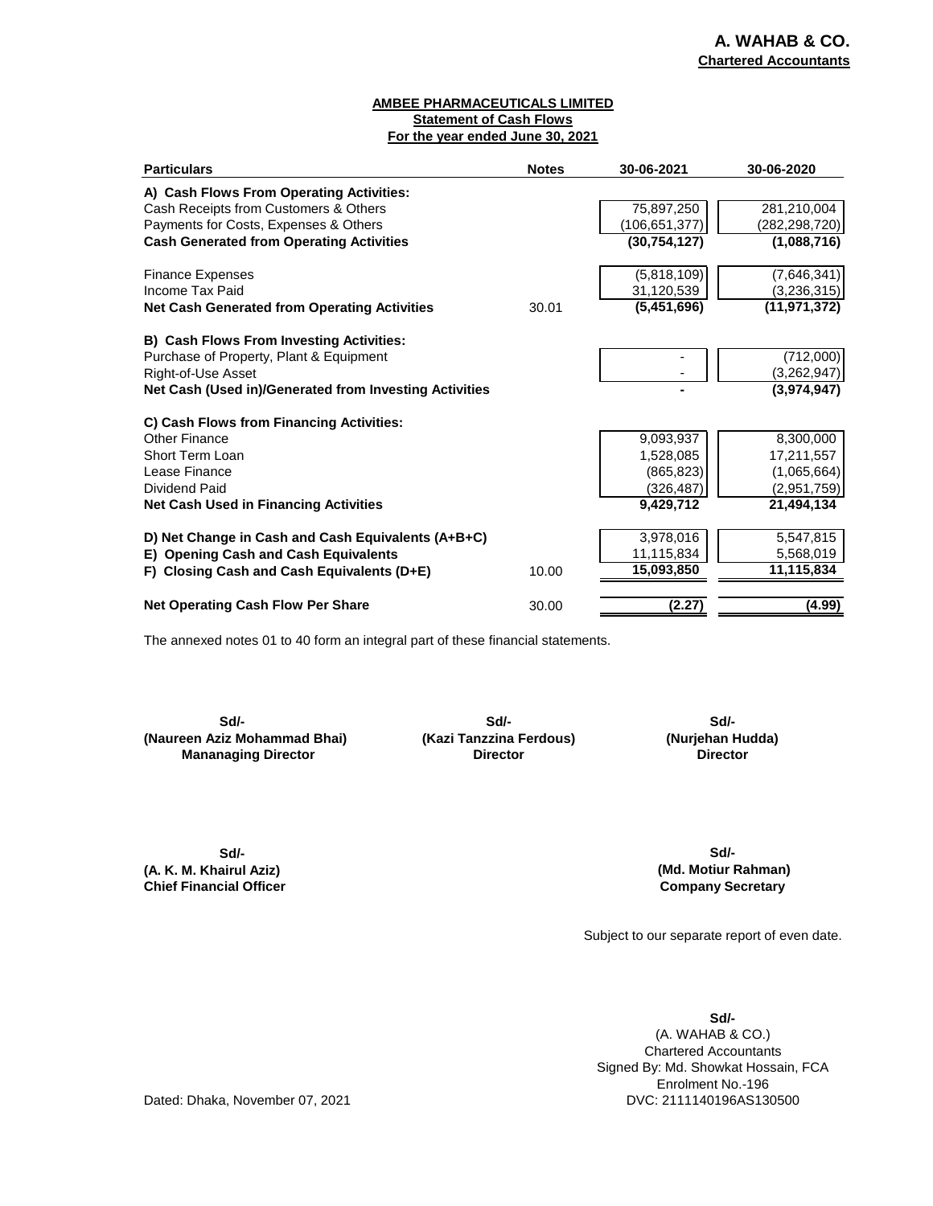**A. WAHAB & CO.**
**Chartered Accountants**

**AMBEE PHARMACEUTICALS LIMITED**
**Statement of Cash Flows**
**For the year ended June 30, 2021**

| Particulars | Notes | 30-06-2021 | 30-06-2020 |
|---|---|---|---|
| **A) Cash Flows From Operating Activities:** | | | |
| Cash Receipts from Customers & Others | | 75,897,250 | 281,210,004 |
| Payments for Costs, Expenses & Others | | (106,651,377) | (282,298,720) |
| **Cash Generated from Operating Activities** | | **(30,754,127)** | **(1,088,716)** |
| Finance Expenses | | (5,818,109) | (7,646,341) |
| Income Tax Paid | | 31,120,539 | (3,236,315) |
| **Net Cash Generated from Operating Activities** | 30.01 | **(5,451,696)** | **(11,971,372)** |
| **B) Cash Flows From Investing Activities:** | | | |
| Purchase of Property, Plant & Equipment | | - | (712,000) |
| Right-of-Use Asset | | - | (3,262,947) |
| **Net Cash (Used in)/Generated from Investing Activities** | | **-** | **(3,974,947)** |
| **C) Cash Flows from Financing Activities:** | | | |
| Other Finance | | 9,093,937 | 8,300,000 |
| Short Term Loan | | 1,528,085 | 17,211,557 |
| Lease Finance | | (865,823) | (1,065,664) |
| Dividend Paid | | (326,487) | (2,951,759) |
| **Net Cash Used in Financing Activities** | | **9,429,712** | **21,494,134** |
| **D) Net Change in Cash and Cash Equivalents (A+B+C)** | | 3,978,016 | 5,547,815 |
| **E) Opening Cash and Cash Equivalents** | | 11,115,834 | 5,568,019 |
| **F) Closing Cash and Cash Equivalents (D+E)** | 10.00 | **15,093,850** | **11,115,834** |
| **Net Operating Cash Flow Per Share** | 30.00 | **(2.27)** | **(4.99)** |

The annexed notes 01 to 40 form an integral part of these financial statements.

| | | |
|---|---|---|
| **Sd/-** | **Sd/-** | **Sd/-** |
| **(Naureen Aziz Mohammad Bhai)** | **(Kazi Tanzzina Ferdous)** | **(Nurjehan Hudda)** |
| **Mananaging Director** | **Director** | **Director** |

| | |
|---|---|
| **Sd/-** | **Sd/-** |
| **(A. K. M. Khairul Aziz)** | **(Md. Motiur Rahman)** |
| **Chief Financial Officer** | **Company Secretary** |

Subject to our separate report of even date.

**Sd/-**
(A. WAHAB & CO.)
Chartered Accountants
Signed By: Md. Showkat Hossain, FCA
Enrolment No.-196
DVC: 2111140196AS130500

Dated: Dhaka, November 07, 2021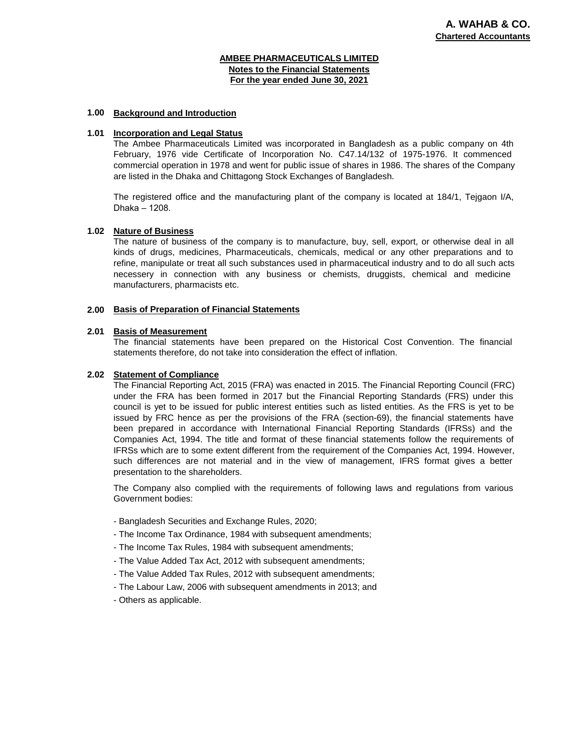**AMBEE PHARMACEUTICALS LIMITED**
**Notes to the Financial Statements**
**For the year ended June 30, 2021**

## 1.00 Background and Introduction

### 1.01 Incorporation and Legal Status

The Ambee Pharmaceuticals Limited was incorporated in Bangladesh as a public company on 4th February, 1976 vide Certificate of Incorporation No. C47.14/132 of 1975-1976. It commenced commercial operation in 1978 and went for public issue of shares in 1986. The shares of the Company are listed in the Dhaka and Chittagong Stock Exchanges of Bangladesh.

The registered office and the manufacturing plant of the company is located at 184/1, Tejgaon I/A, Dhaka – 1208.

### 1.02 Nature of Business

The nature of business of the company is to manufacture, buy, sell, export, or otherwise deal in all kinds of drugs, medicines, Pharmaceuticals, chemicals, medical or any other preparations and to refine, manipulate or treat all such substances used in pharmaceutical industry and to do all such acts necessery in connection with any business or chemists, druggists, chemical and medicine manufacturers, pharmacists etc.

## 2.00 Basis of Preparation of Financial Statements

### 2.01 Basis of Measurement

The financial statements have been prepared on the Historical Cost Convention. The financial statements therefore, do not take into consideration the effect of inflation.

### 2.02 Statement of Compliance

The Financial Reporting Act, 2015 (FRA) was enacted in 2015. The Financial Reporting Council (FRC) under the FRA has been formed in 2017 but the Financial Reporting Standards (FRS) under this council is yet to be issued for public interest entities such as listed entities. As the FRS is yet to be issued by FRC hence as per the provisions of the FRA (section-69), the financial statements have been prepared in accordance with International Financial Reporting Standards (IFRSs) and the Companies Act, 1994. The title and format of these financial statements follow the requirements of IFRSs which are to some extent different from the requirement of the Companies Act, 1994. However, such differences are not material and in the view of management, IFRS format gives a better presentation to the shareholders.

The Company also complied with the requirements of following laws and regulations from various Government bodies:

- Bangladesh Securities and Exchange Rules, 2020;
- The Income Tax Ordinance, 1984 with subsequent amendments;
- The Income Tax Rules, 1984 with subsequent amendments;
- The Value Added Tax Act, 2012 with subsequent amendments;
- The Value Added Tax Rules, 2012 with subsequent amendments;
- The Labour Law, 2006 with subsequent amendments in 2013; and
- Others as applicable.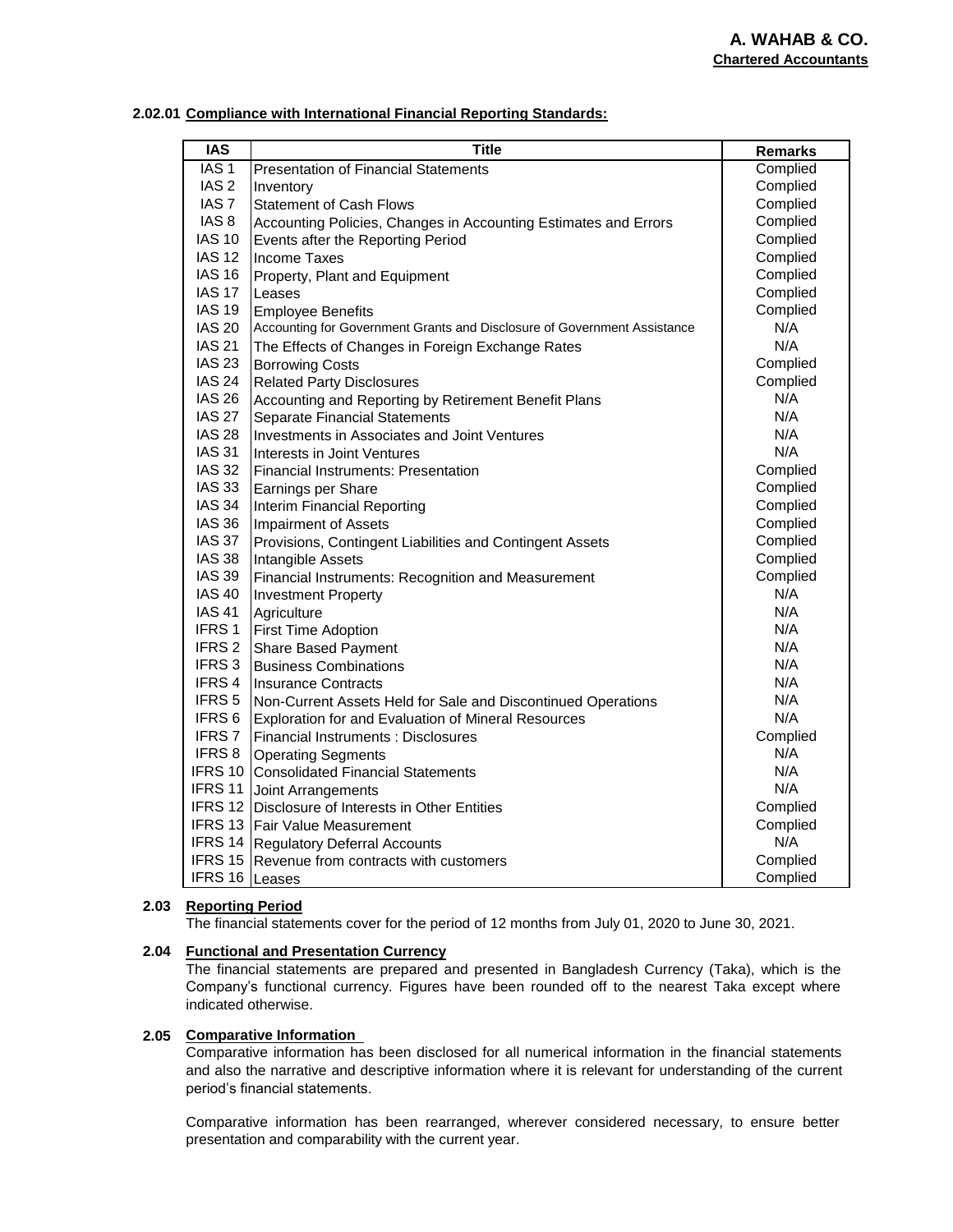**2.02.01 Compliance with International Financial Reporting Standards:**

| IAS | Title | Remarks |
|---|---|---|
| IAS 1 | Presentation of Financial Statements | Complied |
| IAS 2 | Inventory | Complied |
| IAS 7 | Statement of Cash Flows | Complied |
| IAS 8 | Accounting Policies, Changes in Accounting Estimates and Errors | Complied |
| IAS 10 | Events after the Reporting Period | Complied |
| IAS 12 | Income Taxes | Complied |
| IAS 16 | Property, Plant and Equipment | Complied |
| IAS 17 | Leases | Complied |
| IAS 19 | Employee Benefits | Complied |
| IAS 20 | Accounting for Government Grants and Disclosure of Government Assistance | N/A |
| IAS 21 | The Effects of Changes in Foreign Exchange Rates | N/A |
| IAS 23 | Borrowing Costs | Complied |
| IAS 24 | Related Party Disclosures | Complied |
| IAS 26 | Accounting and Reporting by Retirement Benefit Plans | N/A |
| IAS 27 | Separate Financial Statements | N/A |
| IAS 28 | Investments in Associates and Joint Ventures | N/A |
| IAS 31 | Interests in Joint Ventures | N/A |
| IAS 32 | Financial Instruments: Presentation | Complied |
| IAS 33 | Earnings per Share | Complied |
| IAS 34 | Interim Financial Reporting | Complied |
| IAS 36 | Impairment of Assets | Complied |
| IAS 37 | Provisions, Contingent Liabilities and Contingent Assets | Complied |
| IAS 38 | Intangible Assets | Complied |
| IAS 39 | Financial Instruments: Recognition and Measurement | Complied |
| IAS 40 | Investment Property | N/A |
| IAS 41 | Agriculture | N/A |
| IFRS 1 | First Time Adoption | N/A |
| IFRS 2 | Share Based Payment | N/A |
| IFRS 3 | Business Combinations | N/A |
| IFRS 4 | Insurance Contracts | N/A |
| IFRS 5 | Non-Current Assets Held for Sale and Discontinued Operations | N/A |
| IFRS 6 | Exploration for and Evaluation of Mineral Resources | N/A |
| IFRS 7 | Financial Instruments : Disclosures | Complied |
| IFRS 8 | Operating Segments | N/A |
| IFRS 10 | Consolidated Financial Statements | N/A |
| IFRS 11 | Joint Arrangements | N/A |
| IFRS 12 | Disclosure of Interests in Other Entities | Complied |
| IFRS 13 | Fair Value Measurement | Complied |
| IFRS 14 | Regulatory Deferral Accounts | N/A |
| IFRS 15 | Revenue from contracts with customers | Complied |
| IFRS 16 | Leases | Complied |

**2.03 Reporting Period**

The financial statements cover for the period of 12 months from July 01, 2020 to June 30, 2021.

**2.04 Functional and Presentation Currency**

The financial statements are prepared and presented in Bangladesh Currency (Taka), which is the Company's functional currency. Figures have been rounded off to the nearest Taka except where indicated otherwise.

**2.05 Comparative Information**

Comparative information has been disclosed for all numerical information in the financial statements and also the narrative and descriptive information where it is relevant for understanding of the current period's financial statements.

Comparative information has been rearranged, wherever considered necessary, to ensure better presentation and comparability with the current year.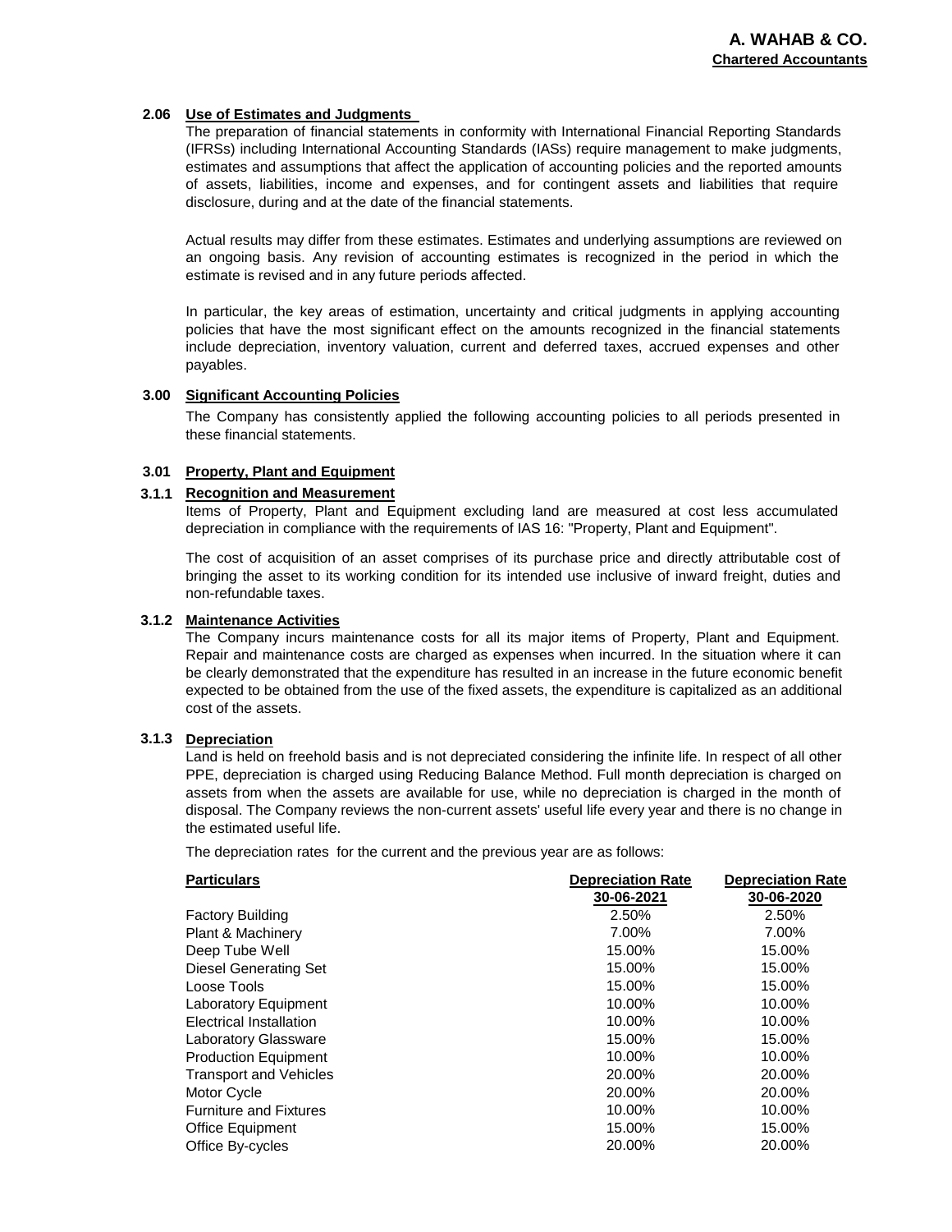### 2.06 Use of Estimates and Judgments

The preparation of financial statements in conformity with International Financial Reporting Standards (IFRSs) including International Accounting Standards (IASs) require management to make judgments, estimates and assumptions that affect the application of accounting policies and the reported amounts of assets, liabilities, income and expenses, and for contingent assets and liabilities that require disclosure, during and at the date of the financial statements.

Actual results may differ from these estimates. Estimates and underlying assumptions are reviewed on an ongoing basis. Any revision of accounting estimates is recognized in the period in which the estimate is revised and in any future periods affected.

In particular, the key areas of estimation, uncertainty and critical judgments in applying accounting policies that have the most significant effect on the amounts recognized in the financial statements include depreciation, inventory valuation, current and deferred taxes, accrued expenses and other payables.

## 3.00 Significant Accounting Policies

The Company has consistently applied the following accounting policies to all periods presented in these financial statements.

### 3.01 Property, Plant and Equipment

#### 3.1.1 Recognition and Measurement

Items of Property, Plant and Equipment excluding land are measured at cost less accumulated depreciation in compliance with the requirements of IAS 16: "Property, Plant and Equipment".

The cost of acquisition of an asset comprises of its purchase price and directly attributable cost of bringing the asset to its working condition for its intended use inclusive of inward freight, duties and non-refundable taxes.

#### 3.1.2 Maintenance Activities

The Company incurs maintenance costs for all its major items of Property, Plant and Equipment. Repair and maintenance costs are charged as expenses when incurred. In the situation where it can be clearly demonstrated that the expenditure has resulted in an increase in the future economic benefit expected to be obtained from the use of the fixed assets, the expenditure is capitalized as an additional cost of the assets.

#### 3.1.3 Depreciation

Land is held on freehold basis and is not depreciated considering the infinite life. In respect of all other PPE, depreciation is charged using Reducing Balance Method. Full month depreciation is charged on assets from when the assets are available for use, while no depreciation is charged in the month of disposal. The Company reviews the non-current assets' useful life every year and there is no change in the estimated useful life.

The depreciation rates for the current and the previous year are as follows:

| Particulars | Depreciation Rate 30-06-2021 | Depreciation Rate 30-06-2020 |
|---|---|---|
| Factory Building | 2.50% | 2.50% |
| Plant & Machinery | 7.00% | 7.00% |
| Deep Tube Well | 15.00% | 15.00% |
| Diesel Generating Set | 15.00% | 15.00% |
| Loose Tools | 15.00% | 15.00% |
| Laboratory Equipment | 10.00% | 10.00% |
| Electrical Installation | 10.00% | 10.00% |
| Laboratory Glassware | 15.00% | 15.00% |
| Production Equipment | 10.00% | 10.00% |
| Transport and Vehicles | 20.00% | 20.00% |
| Motor Cycle | 20.00% | 20.00% |
| Furniture and Fixtures | 10.00% | 10.00% |
| Office Equipment | 15.00% | 15.00% |
| Office By-cycles | 20.00% | 20.00% |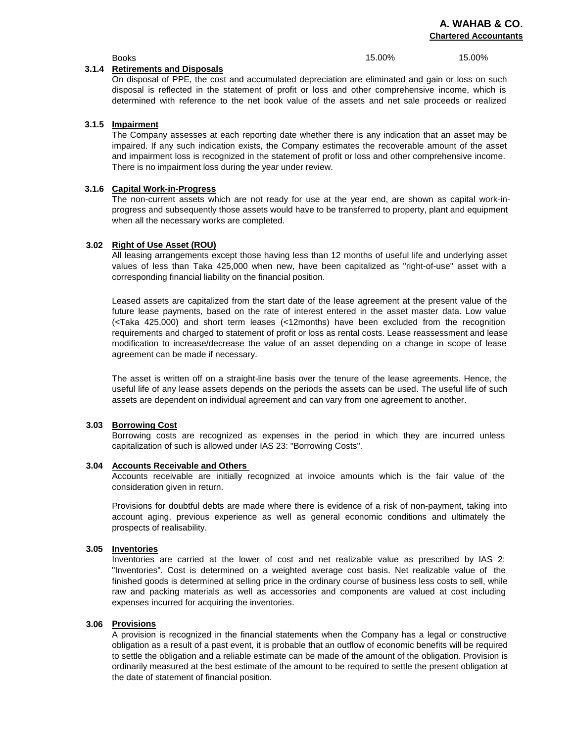| | | |
|---|---|---|
| Books | 15.00% | 15.00% |

### 3.1.4 Retirements and Disposals

On disposal of PPE, the cost and accumulated depreciation are eliminated and gain or loss on such disposal is reflected in the statement of profit or loss and other comprehensive income, which is determined with reference to the net book value of the assets and net sale proceeds or realized

### 3.1.5 Impairment

The Company assesses at each reporting date whether there is any indication that an asset may be impaired. If any such indication exists, the Company estimates the recoverable amount of the asset and impairment loss is recognized in the statement of profit or loss and other comprehensive income. There is no impairment loss during the year under review.

### 3.1.6 Capital Work-in-Progress

The non-current assets which are not ready for use at the year end, are shown as capital work-in-progress and subsequently those assets would have to be transferred to property, plant and equipment when all the necessary works are completed.

### 3.02 Right of Use Asset (ROU)

All leasing arrangements except those having less than 12 months of useful life and underlying asset values of less than Taka 425,000 when new, have been capitalized as "right-of-use" asset with a corresponding financial liability on the financial position.

Leased assets are capitalized from the start date of the lease agreement at the present value of the future lease payments, based on the rate of interest entered in the asset master data. Low value (<Taka 425,000) and short term leases (<12months) have been excluded from the recognition requirements and charged to statement of profit or loss as rental costs. Lease reassessment and lease modification to increase/decrease the value of an asset depending on a change in scope of lease agreement can be made if necessary.

The asset is written off on a straight-line basis over the tenure of the lease agreements. Hence, the useful life of any lease assets depends on the periods the assets can be used. The useful life of such assets are dependent on individual agreement and can vary from one agreement to another.

### 3.03 Borrowing Cost

Borrowing costs are recognized as expenses in the period in which they are incurred unless capitalization of such is allowed under IAS 23: "Borrowing Costs".

### 3.04 Accounts Receivable and Others

Accounts receivable are initially recognized at invoice amounts which is the fair value of the consideration given in return.

Provisions for doubtful debts are made where there is evidence of a risk of non-payment, taking into account aging, previous experience as well as general economic conditions and ultimately the prospects of realisability.

### 3.05 Inventories

Inventories are carried at the lower of cost and net realizable value as prescribed by IAS 2: "Inventories". Cost is determined on a weighted average cost basis. Net realizable value of the finished goods is determined at selling price in the ordinary course of business less costs to sell, while raw and packing materials as well as accessories and components are valued at cost including expenses incurred for acquiring the inventories.

### 3.06 Provisions

A provision is recognized in the financial statements when the Company has a legal or constructive obligation as a result of a past event, it is probable that an outflow of economic benefits will be required to settle the obligation and a reliable estimate can be made of the amount of the obligation. Provision is ordinarily measured at the best estimate of the amount to be required to settle the present obligation at the date of statement of financial position.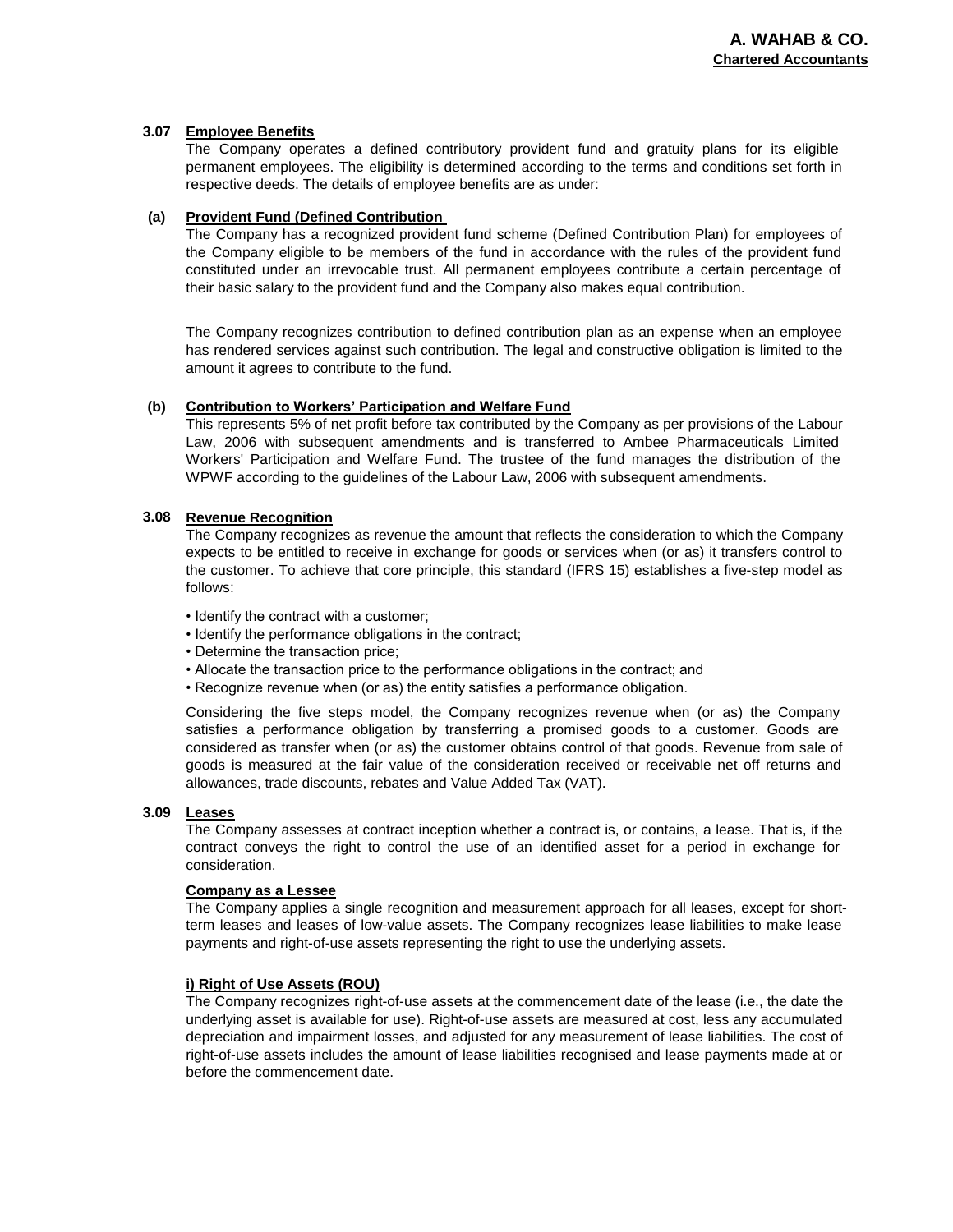### 3.07 Employee Benefits

The Company operates a defined contributory provident fund and gratuity plans for its eligible permanent employees. The eligibility is determined according to the terms and conditions set forth in respective deeds. The details of employee benefits are as under:

#### (a) Provident Fund (Defined Contribution

The Company has a recognized provident fund scheme (Defined Contribution Plan) for employees of the Company eligible to be members of the fund in accordance with the rules of the provident fund constituted under an irrevocable trust. All permanent employees contribute a certain percentage of their basic salary to the provident fund and the Company also makes equal contribution.

The Company recognizes contribution to defined contribution plan as an expense when an employee has rendered services against such contribution. The legal and constructive obligation is limited to the amount it agrees to contribute to the fund.

#### (b) Contribution to Workers' Participation and Welfare Fund

This represents 5% of net profit before tax contributed by the Company as per provisions of the Labour Law, 2006 with subsequent amendments and is transferred to Ambee Pharmaceuticals Limited Workers' Participation and Welfare Fund. The trustee of the fund manages the distribution of the WPWF according to the guidelines of the Labour Law, 2006 with subsequent amendments.

### 3.08 Revenue Recognition

The Company recognizes as revenue the amount that reflects the consideration to which the Company expects to be entitled to receive in exchange for goods or services when (or as) it transfers control to the customer. To achieve that core principle, this standard (IFRS 15) establishes a five-step model as follows:

- Identify the contract with a customer;
- Identify the performance obligations in the contract;
- Determine the transaction price;
- Allocate the transaction price to the performance obligations in the contract; and
- Recognize revenue when (or as) the entity satisfies a performance obligation.

Considering the five steps model, the Company recognizes revenue when (or as) the Company satisfies a performance obligation by transferring a promised goods to a customer. Goods are considered as transfer when (or as) the customer obtains control of that goods. Revenue from sale of goods is measured at the fair value of the consideration received or receivable net off returns and allowances, trade discounts, rebates and Value Added Tax (VAT).

### 3.09 Leases

The Company assesses at contract inception whether a contract is, or contains, a lease. That is, if the contract conveys the right to control the use of an identified asset for a period in exchange for consideration.

#### Company as a Lessee

The Company applies a single recognition and measurement approach for all leases, except for short-term leases and leases of low-value assets. The Company recognizes lease liabilities to make lease payments and right-of-use assets representing the right to use the underlying assets.

#### i) Right of Use Assets (ROU)

The Company recognizes right-of-use assets at the commencement date of the lease (i.e., the date the underlying asset is available for use). Right-of-use assets are measured at cost, less any accumulated depreciation and impairment losses, and adjusted for any measurement of lease liabilities. The cost of right-of-use assets includes the amount of lease liabilities recognised and lease payments made at or before the commencement date.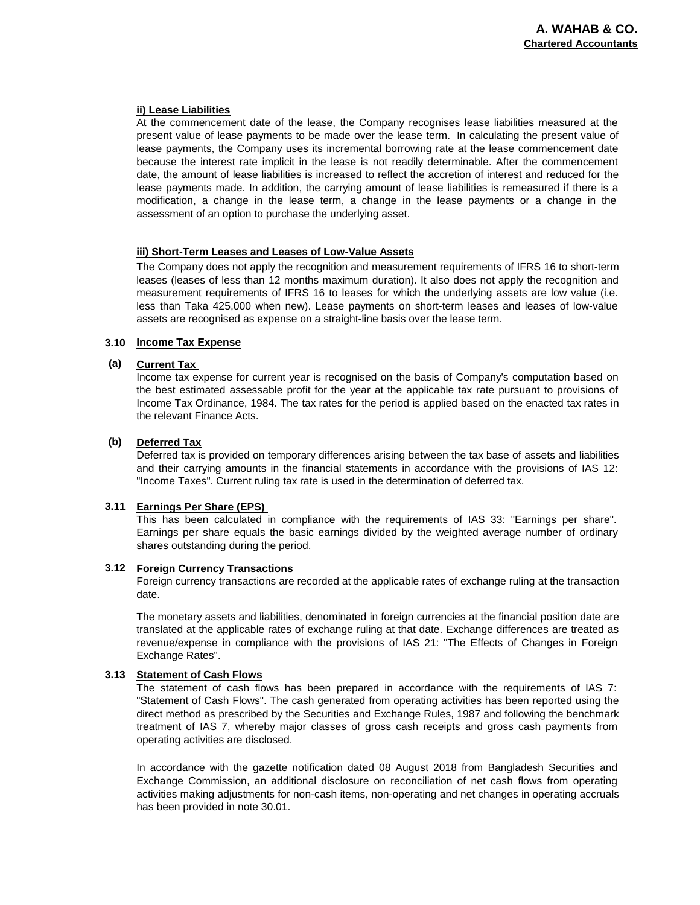#### ii) Lease Liabilities

At the commencement date of the lease, the Company recognises lease liabilities measured at the present value of lease payments to be made over the lease term. In calculating the present value of lease payments, the Company uses its incremental borrowing rate at the lease commencement date because the interest rate implicit in the lease is not readily determinable. After the commencement date, the amount of lease liabilities is increased to reflect the accretion of interest and reduced for the lease payments made. In addition, the carrying amount of lease liabilities is remeasured if there is a modification, a change in the lease term, a change in the lease payments or a change in the assessment of an option to purchase the underlying asset.

#### iii) Short-Term Leases and Leases of Low-Value Assets

The Company does not apply the recognition and measurement requirements of IFRS 16 to short-term leases (leases of less than 12 months maximum duration). It also does not apply the recognition and measurement requirements of IFRS 16 to leases for which the underlying assets are low value (i.e. less than Taka 425,000 when new). Lease payments on short-term leases and leases of low-value assets are recognised as expense on a straight-line basis over the lease term.

### 3.10 Income Tax Expense

#### (a) Current Tax

Income tax expense for current year is recognised on the basis of Company's computation based on the best estimated assessable profit for the year at the applicable tax rate pursuant to provisions of Income Tax Ordinance, 1984. The tax rates for the period is applied based on the enacted tax rates in the relevant Finance Acts.

#### (b) Deferred Tax

Deferred tax is provided on temporary differences arising between the tax base of assets and liabilities and their carrying amounts in the financial statements in accordance with the provisions of IAS 12: "Income Taxes". Current ruling tax rate is used in the determination of deferred tax.

### 3.11 Earnings Per Share (EPS)

This has been calculated in compliance with the requirements of IAS 33: "Earnings per share". Earnings per share equals the basic earnings divided by the weighted average number of ordinary shares outstanding during the period.

### 3.12 Foreign Currency Transactions

Foreign currency transactions are recorded at the applicable rates of exchange ruling at the transaction date.

The monetary assets and liabilities, denominated in foreign currencies at the financial position date are translated at the applicable rates of exchange ruling at that date. Exchange differences are treated as revenue/expense in compliance with the provisions of IAS 21: "The Effects of Changes in Foreign Exchange Rates".

### 3.13 Statement of Cash Flows

The statement of cash flows has been prepared in accordance with the requirements of IAS 7: "Statement of Cash Flows". The cash generated from operating activities has been reported using the direct method as prescribed by the Securities and Exchange Rules, 1987 and following the benchmark treatment of IAS 7, whereby major classes of gross cash receipts and gross cash payments from operating activities are disclosed.

In accordance with the gazette notification dated 08 August 2018 from Bangladesh Securities and Exchange Commission, an additional disclosure on reconciliation of net cash flows from operating activities making adjustments for non-cash items, non-operating and net changes in operating accruals has been provided in note 30.01.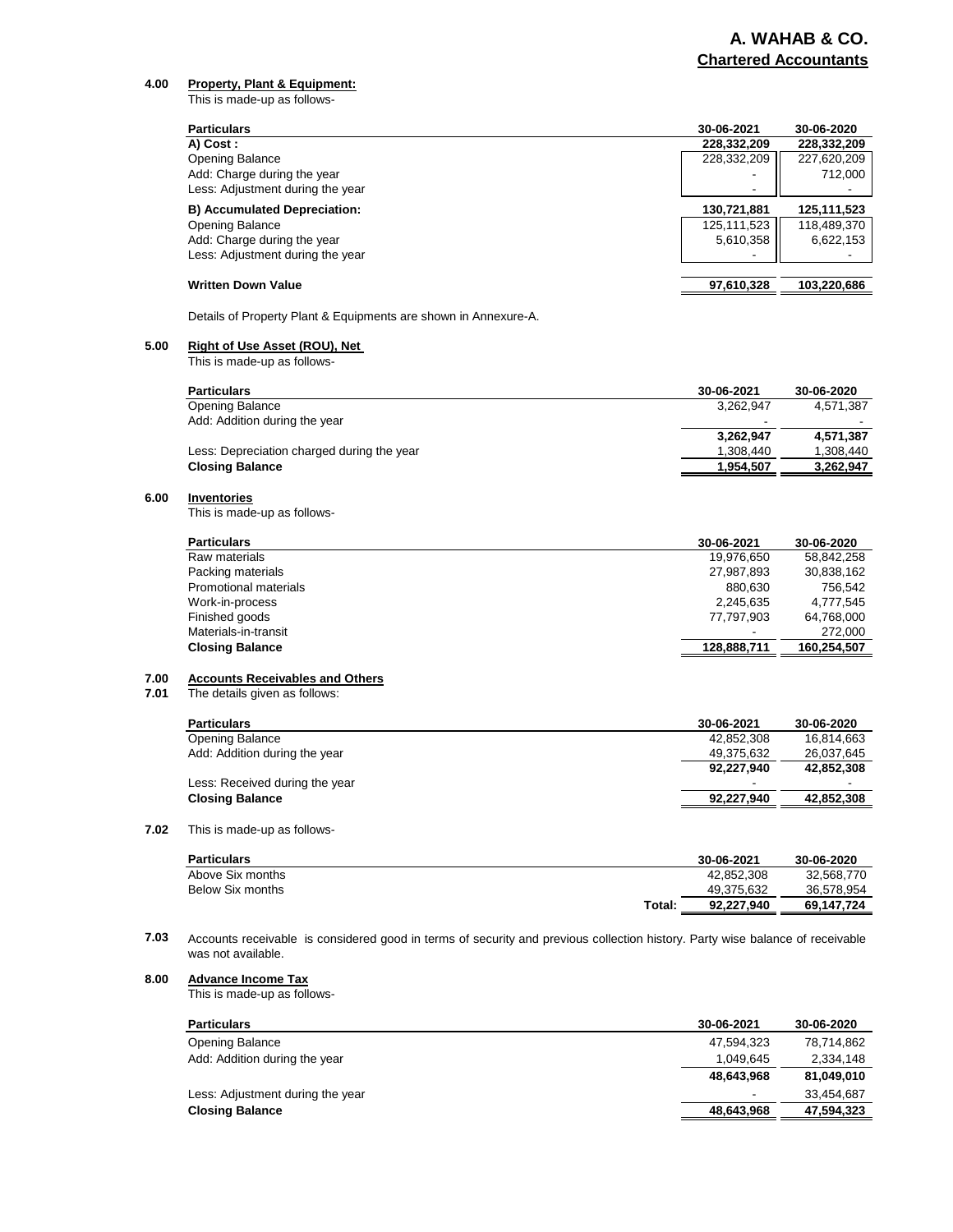## 4.00 Property, Plant & Equipment:

This is made-up as follows-

| Particulars | 30-06-2021 | 30-06-2020 |
|---|---|---|
| **A) Cost :** | **228,332,209** | **228,332,209** |
| Opening Balance | 228,332,209 | 227,620,209 |
| Add: Charge during the year | - | 712,000 |
| Less: Adjustment during the year | - | - |
| **B) Accumulated Depreciation:** | **130,721,881** | **125,111,523** |
| Opening Balance | 125,111,523 | 118,489,370 |
| Add: Charge during the year | 5,610,358 | 6,622,153 |
| Less: Adjustment during the year | - | - |
| **Written Down Value** | **97,610,328** | **103,220,686** |

Details of Property Plant & Equipments are shown in Annexure-A.

## 5.00 Right of Use Asset (ROU), Net

This is made-up as follows-

| Particulars | 30-06-2021 | 30-06-2020 |
|---|---|---|
| Opening Balance | 3,262,947 | 4,571,387 |
| Add: Addition during the year | - | - |
| | **3,262,947** | **4,571,387** |
| Less: Depreciation charged during the year | 1,308,440 | 1,308,440 |
| **Closing Balance** | **1,954,507** | **3,262,947** |

## 6.00 Inventories

This is made-up as follows-

| Particulars | 30-06-2021 | 30-06-2020 |
|---|---|---|
| Raw materials | 19,976,650 | 58,842,258 |
| Packing materials | 27,987,893 | 30,838,162 |
| Promotional materials | 880,630 | 756,542 |
| Work-in-process | 2,245,635 | 4,777,545 |
| Finished goods | 77,797,903 | 64,768,000 |
| Materials-in-transit | - | 272,000 |
| **Closing Balance** | **128,888,711** | **160,254,507** |

## 7.00 Accounts Receivables and Others

**7.01** The details given as follows:

| Particulars | 30-06-2021 | 30-06-2020 |
|---|---|---|
| Opening Balance | 42,852,308 | 16,814,663 |
| Add: Addition during the year | 49,375,632 | 26,037,645 |
| | **92,227,940** | **42,852,308** |
| Less: Received during the year | - | - |
| **Closing Balance** | **92,227,940** | **42,852,308** |

**7.02** This is made-up as follows-

| Particulars | 30-06-2021 | 30-06-2020 |
|---|---|---|
| Above Six months | 42,852,308 | 32,568,770 |
| Below Six months | 49,375,632 | 36,578,954 |
| **Total:** | **92,227,940** | **69,147,724** |

**7.03** Accounts receivable is considered good in terms of security and previous collection history. Party wise balance of receivable was not available.

## 8.00 Advance Income Tax

This is made-up as follows-

| Particulars | 30-06-2021 | 30-06-2020 |
|---|---|---|
| Opening Balance | 47,594,323 | 78,714,862 |
| Add: Addition during the year | 1,049,645 | 2,334,148 |
| | **48,643,968** | **81,049,010** |
| Less: Adjustment during the year | - | 33,454,687 |
| **Closing Balance** | **48,643,968** | **47,594,323** |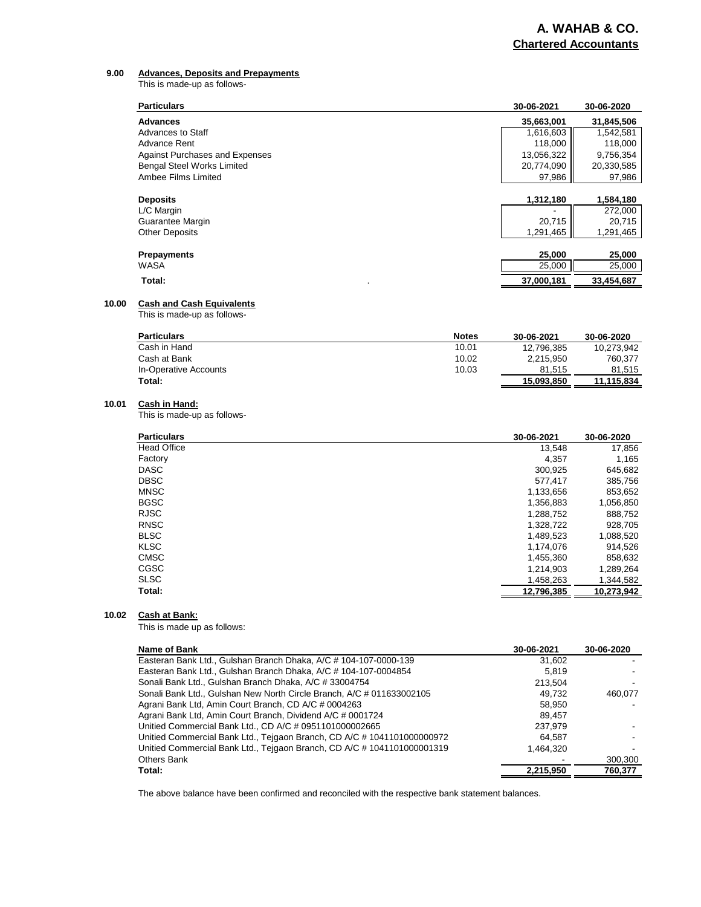## 9.00 Advances, Deposits and Prepayments

This is made-up as follows-

| Particulars | 30-06-2021 | 30-06-2020 |
|---|---|---|
| **Advances** | **35,663,001** | **31,845,506** |
| Advances to Staff | 1,616,603 | 1,542,581 |
| Advance Rent | 118,000 | 118,000 |
| Against Purchases and Expenses | 13,056,322 | 9,756,354 |
| Bengal Steel Works Limited | 20,774,090 | 20,330,585 |
| Ambee Films Limited | 97,986 | 97,986 |
| **Deposits** | **1,312,180** | **1,584,180** |
| L/C Margin | - | 272,000 |
| Guarantee Margin | 20,715 | 20,715 |
| Other Deposits | 1,291,465 | 1,291,465 |
| **Prepayments** | **25,000** | **25,000** |
| WASA | 25,000 | 25,000 |
| **Total:** | **37,000,181** | **33,454,687** |

## 10.00 Cash and Cash Equivalents

This is made-up as follows-

| Particulars | Notes | 30-06-2021 | 30-06-2020 |
|---|---|---|---|
| Cash in Hand | 10.01 | 12,796,385 | 10,273,942 |
| Cash at Bank | 10.02 | 2,215,950 | 760,377 |
| In-Operative Accounts | 10.03 | 81,515 | 81,515 |
| **Total:** | | **15,093,850** | **11,115,834** |

## 10.01 Cash in Hand:

This is made-up as follows-

| Particulars | 30-06-2021 | 30-06-2020 |
|---|---|---|
| Head Office | 13,548 | 17,856 |
| Factory | 4,357 | 1,165 |
| DASC | 300,925 | 645,682 |
| DBSC | 577,417 | 385,756 |
| MNSC | 1,133,656 | 853,652 |
| BGSC | 1,356,883 | 1,056,850 |
| RJSC | 1,288,752 | 888,752 |
| RNSC | 1,328,722 | 928,705 |
| BLSC | 1,489,523 | 1,088,520 |
| KLSC | 1,174,076 | 914,526 |
| CMSC | 1,455,360 | 858,632 |
| CGSC | 1,214,903 | 1,289,264 |
| SLSC | 1,458,263 | 1,344,582 |
| **Total:** | **12,796,385** | **10,273,942** |

## 10.02 Cash at Bank:

This is made up as follows:

| Name of Bank | 30-06-2021 | 30-06-2020 |
|---|---|---|
| Easteran Bank Ltd., Gulshan Branch Dhaka, A/C # 104-107-0000-139 | 31,602 | - |
| Easteran Bank Ltd., Gulshan Branch Dhaka, A/C # 104-107-0004854 | 5,819 | - |
| Sonali Bank Ltd., Gulshan Branch Dhaka, A/C # 33004754 | 213,504 | - |
| Sonali Bank Ltd., Gulshan New North Circle Branch, A/C # 011633002105 | 49,732 | 460,077 |
| Agrani Bank Ltd, Amin Court Branch, CD A/C # 0004263 | 58,950 | - |
| Agrani Bank Ltd, Amin Court Branch, Dividend A/C # 0001724 | 89,457 | |
| Unitied Commercial Bank Ltd., CD A/C # 0951101000002665 | 237,979 | - |
| Unitied Commercial Bank Ltd., Tejgaon Branch, CD A/C # 1041101000000972 | 64,587 | - |
| Unitied Commercial Bank Ltd., Tejgaon Branch, CD A/C # 1041101000001319 | 1,464,320 | - |
| Others Bank | - | 300,300 |
| **Total:** | **2,215,950** | **760,377** |

The above balance have been confirmed and reconciled with the respective bank statement balances.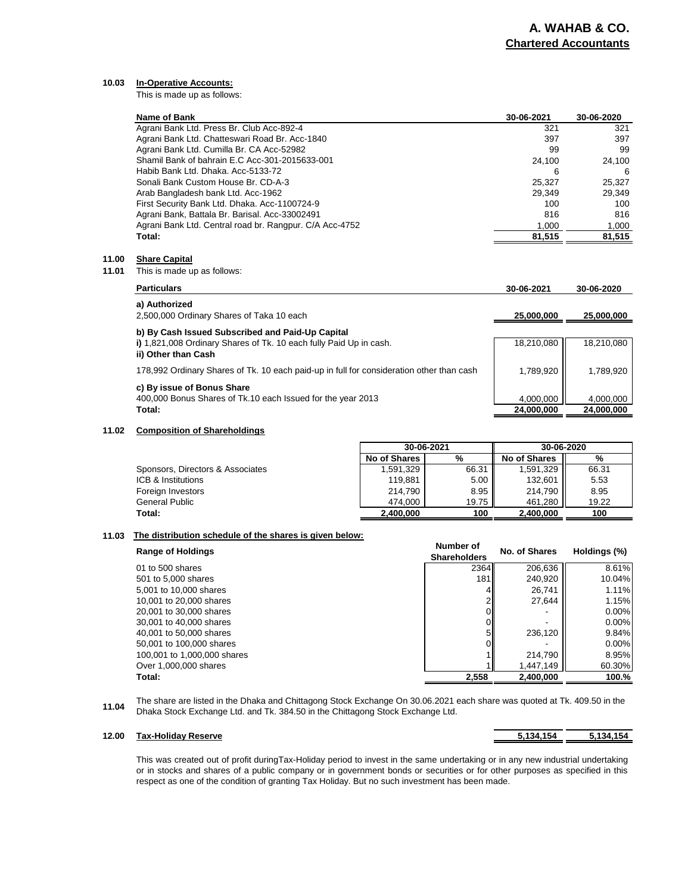### 10.03 In-Operative Accounts:

This is made up as follows:

| Name of Bank | 30-06-2021 | 30-06-2020 |
|---|---|---|
| Agrani Bank Ltd. Press Br. Club Acc-892-4 | 321 | 321 |
| Agrani Bank Ltd. Chatteswari Road Br. Acc-1840 | 397 | 397 |
| Agrani Bank Ltd. Cumilla Br. CA Acc-52982 | 99 | 99 |
| Shamil Bank of bahrain E.C Acc-301-2015633-001 | 24,100 | 24,100 |
| Habib Bank Ltd. Dhaka. Acc-5133-72 | 6 | 6 |
| Sonali Bank Custom House Br. CD-A-3 | 25,327 | 25,327 |
| Arab Bangladesh bank Ltd. Acc-1962 | 29,349 | 29,349 |
| First Security Bank Ltd. Dhaka. Acc-1100724-9 | 100 | 100 |
| Agrani Bank, Battala Br. Barisal. Acc-33002491 | 816 | 816 |
| Agrani Bank Ltd. Central road br. Rangpur. C/A Acc-4752 | 1,000 | 1,000 |
| **Total:** | **81,515** | **81,515** |

### 11.00 Share Capital

**11.01** This is made up as follows:

| Particulars | 30-06-2021 | 30-06-2020 |
|---|---|---|
| **a) Authorized** | | |
| 2,500,000 Ordinary Shares of Taka 10 each | **25,000,000** | **25,000,000** |
| **b) By Cash Issued Subscribed and Paid-Up Capital** | | |
| **i)** 1,821,008 Ordinary Shares of Tk. 10 each fully Paid Up in cash. | 18,210,080 | 18,210,080 |
| **ii) Other than Cash** | | |
| 178,992 Ordinary Shares of Tk. 10 each paid-up in full for consideration other than cash | 1,789,920 | 1,789,920 |
| **c) By issue of Bonus Share** | | |
| 400,000 Bonus Shares of Tk.10 each Issued for the year 2013 | 4,000,000 | 4,000,000 |
| **Total:** | **24,000,000** | **24,000,000** |

### 11.02 Composition of Shareholdings

| | 30-06-2021 | | 30-06-2020 | |
|---|---|---|---|---|
| | **No of Shares** | **%** | **No of Shares** | **%** |
| Sponsors, Directors & Associates | 1,591,329 | 66.31 | 1,591,329 | 66.31 |
| ICB & Institutions | 119,881 | 5.00 | 132,601 | 5.53 |
| Foreign Investors | 214,790 | 8.95 | 214,790 | 8.95 |
| General Public | 474,000 | 19.75 | 461,280 | 19.22 |
| **Total:** | **2,400,000** | **100** | **2,400,000** | **100** |

### 11.03 The distribution schedule of the shares is given below:

| Range of Holdings | Number of Shareholders | No. of Shares | Holdings (%) |
|---|---|---|---|
| 01 to 500 shares | 2364 | 206,636 | 8.61% |
| 501 to 5,000 shares | 181 | 240,920 | 10.04% |
| 5,001 to 10,000 shares | 4 | 26,741 | 1.11% |
| 10,001 to 20,000 shares | 2 | 27,644 | 1.15% |
| 20,001 to 30,000 shares | 0 | - | 0.00% |
| 30,001 to 40,000 shares | 0 | - | 0.00% |
| 40,001 to 50,000 shares | 5 | 236,120 | 9.84% |
| 50,001 to 100,000 shares | 0 | - | 0.00% |
| 100,001 to 1,000,000 shares | 1 | 214,790 | 8.95% |
| Over 1,000,000 shares | 1 | 1,447,149 | 60.30% |
| **Total:** | **2,558** | **2,400,000** | **100.%** |

**11.04** The share are listed in the Dhaka and Chittagong Stock Exchange On 30.06.2021 each share was quoted at Tk. 409.50 in the Dhaka Stock Exchange Ltd. and Tk. 384.50 in the Chittagong Stock Exchange Ltd.

### 12.00 Tax-Holiday Reserve

| | 30-06-2021 | 30-06-2020 |
|---|---|---|
| Tax-Holiday Reserve | **5,134,154** | **5,134,154** |

This was created out of profit duringTax-Holiday period to invest in the same undertaking or in any new industrial undertaking or in stocks and shares of a public company or in government bonds or securities or for other purposes as specified in this respect as one of the condition of granting Tax Holiday. But no such investment has been made.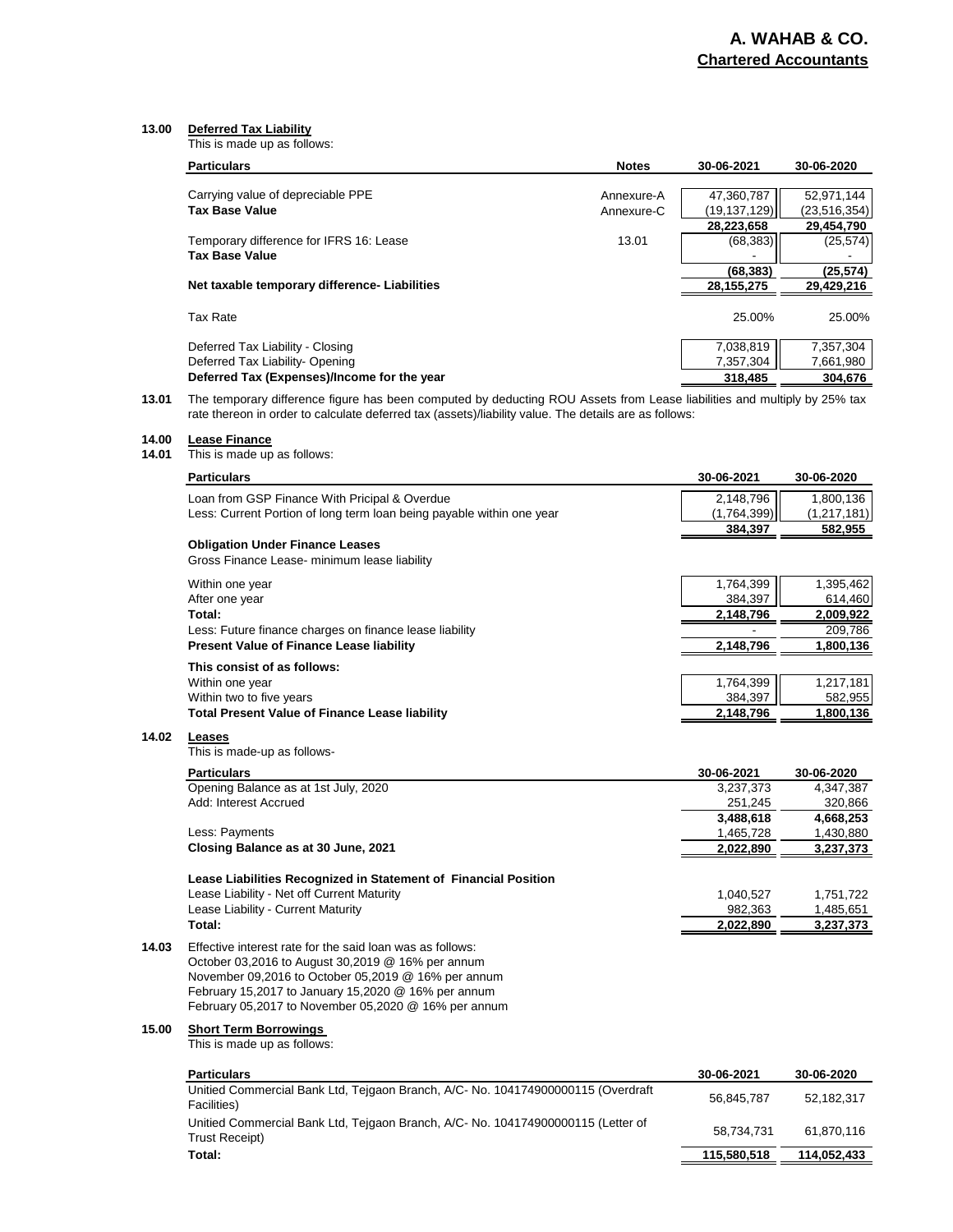**A. WAHAB & CO.**
**Chartered Accountants**

## 13.00 Deferred Tax Liability

This is made up as follows:

| Particulars | Notes | 30-06-2021 | 30-06-2020 |
|---|---|---|---|
| Carrying value of depreciable PPE | Annexure-A | 47,360,787 | 52,971,144 |
| **Tax Base Value** | Annexure-C | (19,137,129) | (23,516,354) |
| | | **28,223,658** | **29,454,790** |
| Temporary difference for IFRS 16: Lease | 13.01 | (68,383) | (25,574) |
| **Tax Base Value** | | - | - |
| | | **(68,383)** | **(25,574)** |
| **Net taxable temporary difference- Liabilities** | | **28,155,275** | **29,429,216** |
| Tax Rate | | 25.00% | 25.00% |
| Deferred Tax Liability - Closing | | 7,038,819 | 7,357,304 |
| Deferred Tax Liability- Opening | | 7,357,304 | 7,661,980 |
| **Deferred Tax (Expenses)/Income for the year** | | **318,485** | **304,676** |

**13.01** The temporary difference figure has been computed by deducting ROU Assets from Lease liabilities and multiply by 25% tax rate thereon in order to calculate deferred tax (assets)/liability value. The details are as follows:

## 14.00 Lease Finance

**14.01** This is made up as follows:

| Particulars | 30-06-2021 | 30-06-2020 |
|---|---|---|
| Loan from GSP Finance With Pricipal & Overdue | 2,148,796 | 1,800,136 |
| Less: Current Portion of long term loan being payable within one year | (1,764,399) | (1,217,181) |
| | **384,397** | **582,955** |
| **Obligation Under Finance Leases** | | |
| Gross Finance Lease- minimum lease liability | | |
| Within one year | 1,764,399 | 1,395,462 |
| After one year | 384,397 | 614,460 |
| **Total:** | **2,148,796** | **2,009,922** |
| Less: Future finance charges on finance lease liability | - | 209,786 |
| **Present Value of Finance Lease liability** | **2,148,796** | **1,800,136** |
| **This consist of as follows:** | | |
| Within one year | 1,764,399 | 1,217,181 |
| Within two to five years | 384,397 | 582,955 |
| **Total Present Value of Finance Lease liability** | **2,148,796** | **1,800,136** |

**14.02 Leases**

This is made-up as follows-

| Particulars | 30-06-2021 | 30-06-2020 |
|---|---|---|
| Opening Balance as at 1st July, 2020 | 3,237,373 | 4,347,387 |
| Add: Interest Accrued | 251,245 | 320,866 |
| | **3,488,618** | **4,668,253** |
| Less: Payments | 1,465,728 | 1,430,880 |
| **Closing Balance as at 30 June, 2021** | **2,022,890** | **3,237,373** |
| **Lease Liabilities Recognized in Statement of Financial Position** | | |
| Lease Liability - Net off Current Maturity | 1,040,527 | 1,751,722 |
| Lease Liability - Current Maturity | 982,363 | 1,485,651 |
| **Total:** | **2,022,890** | **3,237,373** |

**14.03** Effective interest rate for the said loan was as follows:
October 03,2016 to August 30,2019 @ 16% per annum
November 09,2016 to October 05,2019 @ 16% per annum
February 15,2017 to January 15,2020 @ 16% per annum
February 05,2017 to November 05,2020 @ 16% per annum

## 15.00 Short Term Borrowings

This is made up as follows:

| Particulars | 30-06-2021 | 30-06-2020 |
|---|---|---|
| Unitied Commercial Bank Ltd, Tejgaon Branch, A/C- No. 104174900000115 (Overdraft Facilities) | 56,845,787 | 52,182,317 |
| Unitied Commercial Bank Ltd, Tejgaon Branch, A/C- No. 104174900000115 (Letter of Trust Receipt) | 58,734,731 | 61,870,116 |
| **Total:** | **115,580,518** | **114,052,433** |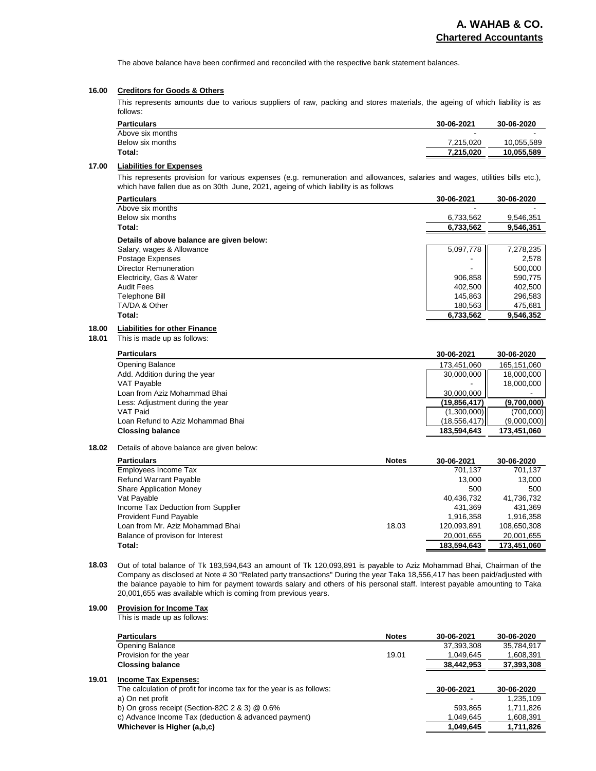The above balance have been confirmed and reconciled with the respective bank statement balances.

## 16.00 Creditors for Goods & Others

This represents amounts due to various suppliers of raw, packing and stores materials, the ageing of which liability is as follows:

| Particulars | 30-06-2021 | 30-06-2020 |
|---|---|---|
| Above six months | - | - |
| Below six months | 7,215,020 | 10,055,589 |
| **Total:** | **7,215,020** | **10,055,589** |

## 17.00 Liabilities for Expenses

This represents provision for various expenses (e.g. remuneration and allowances, salaries and wages, utilities bills etc.), which have fallen due as on 30th June, 2021, ageing of which liability is as follows

| Particulars | 30-06-2021 | 30-06-2020 |
|---|---|---|
| Above six months | - | - |
| Below six months | 6,733,562 | 9,546,351 |
| **Total:** | **6,733,562** | **9,546,351** |

**Details of above balance are given below:**

| Particulars | 30-06-2021 | 30-06-2020 |
|---|---|---|
| Salary, wages & Allowance | 5,097,778 | 7,278,235 |
| Postage Expenses | - | 2,578 |
| Director Remuneration | - | 500,000 |
| Electricity, Gas & Water | 906,858 | 590,775 |
| Audit Fees | 402,500 | 402,500 |
| Telephone Bill | 145,863 | 296,583 |
| TA/DA & Other | 180,563 | 475,681 |
| **Total:** | **6,733,562** | **9,546,352** |

## 18.00 Liabilities for other Finance

**18.01** This is made up as follows:

| Particulars | 30-06-2021 | 30-06-2020 |
|---|---|---|
| Opening Balance | 173,451,060 | 165,151,060 |
| Add. Addition during the year | 30,000,000 | 18,000,000 |
| VAT Payable | - | 18,000,000 |
| Loan from Aziz Mohammad Bhai | 30,000,000 | - |
| Less: Adjustment during the year | **(19,856,417)** | **(9,700,000)** |
| VAT Paid | (1,300,000) | (700,000) |
| Loan Refund to Aziz Mohammad Bhai | (18,556,417) | (9,000,000) |
| **Clossing balance** | **183,594,643** | **173,451,060** |

**18.02** Details of above balance are given below:

| Particulars | Notes | 30-06-2021 | 30-06-2020 |
|---|---|---|---|
| Employees Income Tax | | 701,137 | 701,137 |
| Refund Warrant Payable | | 13,000 | 13,000 |
| Share Application Money | | 500 | 500 |
| Vat Payable | | 40,436,732 | 41,736,732 |
| Income Tax Deduction from Supplier | | 431,369 | 431,369 |
| Provident Fund Payable | | 1,916,358 | 1,916,358 |
| Loan from Mr. Aziz Mohammad Bhai | 18.03 | 120,093,891 | 108,650,308 |
| Balance of provison for Interest | | 20,001,655 | 20,001,655 |
| **Total:** | | **183,594,643** | **173,451,060** |

**18.03** Out of total balance of Tk 183,594,643 an amount of Tk 120,093,891 is payable to Aziz Mohammad Bhai, Chairman of the Company as disclosed at Note # 30 "Related party transactions" During the year Taka 18,556,417 has been paid/adjusted with the balance payable to him for payment towards salary and others of his personal staff. Interest payable amounting to Taka 20,001,655 was available which is coming from previous years.

## 19.00 Provision for Income Tax

This is made up as follows:

| Particulars | Notes | 30-06-2021 | 30-06-2020 |
|---|---|---|---|
| Opening Balance | | 37,393,308 | 35,784,917 |
| Provision for the year | 19.01 | 1,049,645 | 1,608,391 |
| **Clossing balance** | | **38,442,953** | **37,393,308** |

**19.01 Income Tax Expenses:**

| The calculation of profit for income tax for the year is as follows: | 30-06-2021 | 30-06-2020 |
|---|---|---|
| a) On net profit | - | 1,235,109 |
| b) On gross receipt (Section-82C 2 & 3) @ 0.6% | 593,865 | 1,711,826 |
| c) Advance Income Tax (deduction & advanced payment) | 1,049,645 | 1,608,391 |
| **Whichever is Higher (a,b,c)** | **1,049,645** | **1,711,826** |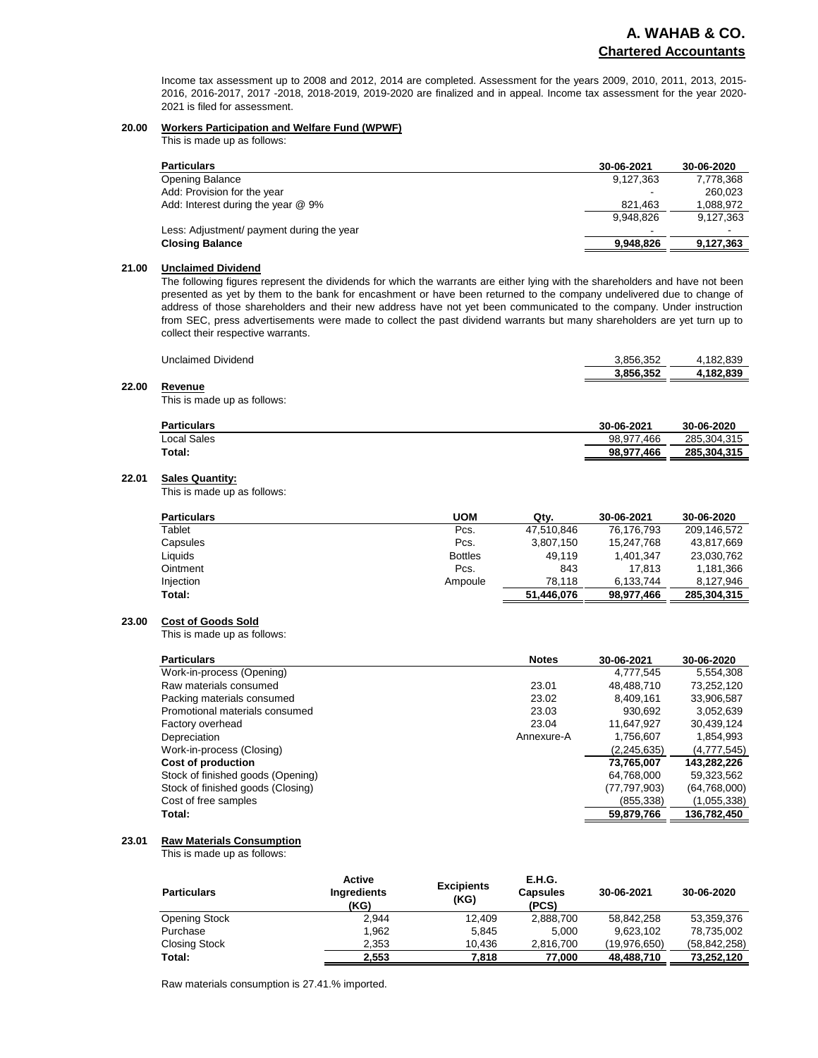Income tax assessment up to 2008 and 2012, 2014 are completed. Assessment for the years 2009, 2010, 2011, 2013, 2015-2016, 2016-2017, 2017 -2018, 2018-2019, 2019-2020 are finalized and in appeal. Income tax assessment for the year 2020-2021 is filed for assessment.

## 20.00 Workers Participation and Welfare Fund (WPWF)

This is made up as follows:

| Particulars | 30-06-2021 | 30-06-2020 |
|---|---|---|
| Opening Balance | 9,127,363 | 7,778,368 |
| Add: Provision for the year | - | 260,023 |
| Add: Interest during the year @ 9% | 821,463 | 1,088,972 |
| | 9,948,826 | 9,127,363 |
| Less: Adjustment/ payment during the year | - | - |
| **Closing Balance** | **9,948,826** | **9,127,363** |

## 21.00 Unclaimed Dividend

The following figures represent the dividends for which the warrants are either lying with the shareholders and have not been presented as yet by them to the bank for encashment or have been returned to the company undelivered due to change of address of those shareholders and their new address have not yet been communicated to the company. Under instruction from SEC, press advertisements were made to collect the past dividend warrants but many shareholders are yet turn up to collect their respective warrants.

| | | |
|---|---|---|
| Unclaimed Dividend | 3,856,352 | 4,182,839 |
| | **3,856,352** | **4,182,839** |

## 22.00 Revenue

This is made up as follows:

| Particulars | 30-06-2021 | 30-06-2020 |
|---|---|---|
| Local Sales | 98,977,466 | 285,304,315 |
| **Total:** | **98,977,466** | **285,304,315** |

## 22.01 Sales Quantity:

This is made up as follows:

| Particulars | UOM | Qty. | 30-06-2021 | 30-06-2020 |
|---|---|---|---|---|
| Tablet | Pcs. | 47,510,846 | 76,176,793 | 209,146,572 |
| Capsules | Pcs. | 3,807,150 | 15,247,768 | 43,817,669 |
| Liquids | Bottles | 49,119 | 1,401,347 | 23,030,762 |
| Ointment | Pcs. | 843 | 17,813 | 1,181,366 |
| Injection | Ampoule | 78,118 | 6,133,744 | 8,127,946 |
| **Total:** | | **51,446,076** | **98,977,466** | **285,304,315** |

## 23.00 Cost of Goods Sold

This is made up as follows:

| Particulars | Notes | 30-06-2021 | 30-06-2020 |
|---|---|---|---|
| Work-in-process (Opening) | | 4,777,545 | 5,554,308 |
| Raw materials consumed | 23.01 | 48,488,710 | 73,252,120 |
| Packing materials consumed | 23.02 | 8,409,161 | 33,906,587 |
| Promotional materials consumed | 23.03 | 930,692 | 3,052,639 |
| Factory overhead | 23.04 | 11,647,927 | 30,439,124 |
| Depreciation | Annexure-A | 1,756,607 | 1,854,993 |
| Work-in-process (Closing) | | (2,245,635) | (4,777,545) |
| **Cost of production** | | **73,765,007** | **143,282,226** |
| Stock of finished goods (Opening) | | 64,768,000 | 59,323,562 |
| Stock of finished goods (Closing) | | (77,797,903) | (64,768,000) |
| Cost of free samples | | (855,338) | (1,055,338) |
| **Total:** | | **59,879,766** | **136,782,450** |

## 23.01 Raw Materials Consumption

This is made up as follows:

| Particulars | Active Ingredients (KG) | Excipients (KG) | E.H.G. Capsules (PCS) | 30-06-2021 | 30-06-2020 |
|---|---|---|---|---|---|
| Opening Stock | 2,944 | 12,409 | 2,888,700 | 58,842,258 | 53,359,376 |
| Purchase | 1,962 | 5,845 | 5,000 | 9,623,102 | 78,735,002 |
| Closing Stock | 2,353 | 10,436 | 2,816,700 | (19,976,650) | (58,842,258) |
| **Total:** | **2,553** | **7,818** | **77,000** | **48,488,710** | **73,252,120** |

Raw materials consumption is 27.41.% imported.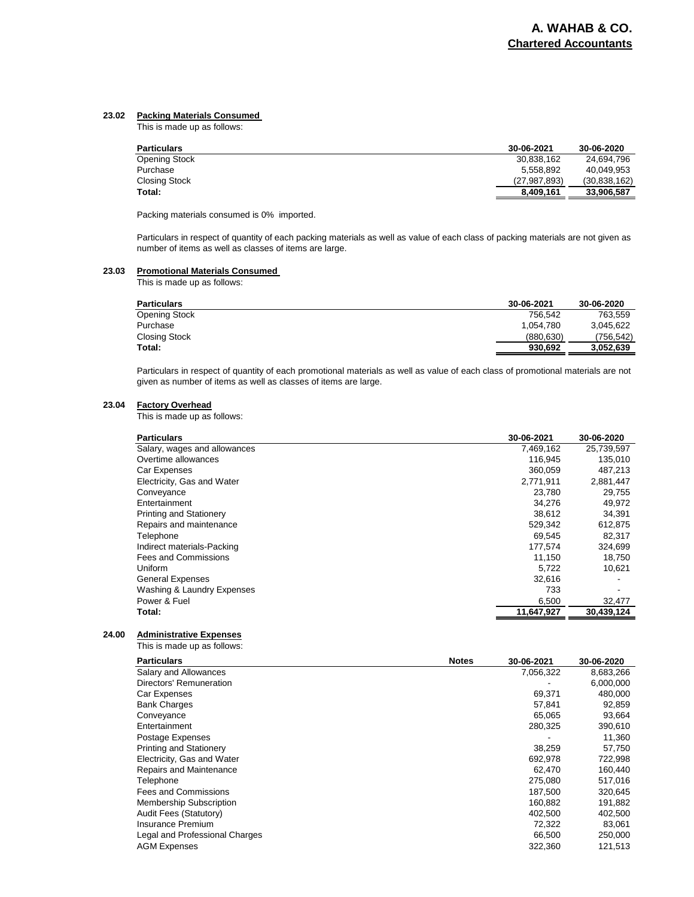### 23.02 Packing Materials Consumed

This is made up as follows:

| Particulars | 30-06-2021 | 30-06-2020 |
|---|---|---|
| Opening Stock | 30,838,162 | 24,694,796 |
| Purchase | 5,558,892 | 40,049,953 |
| Closing Stock | (27,987,893) | (30,838,162) |
| **Total:** | **8,409,161** | **33,906,587** |

Packing materials consumed is 0% imported.

Particulars in respect of quantity of each packing materials as well as value of each class of packing materials are not given as number of items as well as classes of items are large.

### 23.03 Promotional Materials Consumed

This is made up as follows:

| Particulars | 30-06-2021 | 30-06-2020 |
|---|---|---|
| Opening Stock | 756,542 | 763,559 |
| Purchase | 1,054,780 | 3,045,622 |
| Closing Stock | (880,630) | (756,542) |
| **Total:** | **930,692** | **3,052,639** |

Particulars in respect of quantity of each promotional materials as well as value of each class of promotional materials are not given as number of items as well as classes of items are large.

### 23.04 Factory Overhead

This is made up as follows:

| Particulars | 30-06-2021 | 30-06-2020 |
|---|---|---|
| Salary, wages and allowances | 7,469,162 | 25,739,597 |
| Overtime allowances | 116,945 | 135,010 |
| Car Expenses | 360,059 | 487,213 |
| Electricity, Gas and Water | 2,771,911 | 2,881,447 |
| Conveyance | 23,780 | 29,755 |
| Entertainment | 34,276 | 49,972 |
| Printing and Stationery | 38,612 | 34,391 |
| Repairs and maintenance | 529,342 | 612,875 |
| Telephone | 69,545 | 82,317 |
| Indirect materials-Packing | 177,574 | 324,699 |
| Fees and Commissions | 11,150 | 18,750 |
| Uniform | 5,722 | 10,621 |
| General Expenses | 32,616 | - |
| Washing & Laundry Expenses | 733 | - |
| Power & Fuel | 6,500 | 32,477 |
| **Total:** | **11,647,927** | **30,439,124** |

### 24.00 Administrative Expenses

This is made up as follows:

| Particulars | Notes | 30-06-2021 | 30-06-2020 |
|---|---|---|---|
| Salary and Allowances | | 7,056,322 | 8,683,266 |
| Directors' Remuneration | | - | 6,000,000 |
| Car Expenses | | 69,371 | 480,000 |
| Bank Charges | | 57,841 | 92,859 |
| Conveyance | | 65,065 | 93,664 |
| Entertainment | | 280,325 | 390,610 |
| Postage Expenses | | - | 11,360 |
| Printing and Stationery | | 38,259 | 57,750 |
| Electricity, Gas and Water | | 692,978 | 722,998 |
| Repairs and Maintenance | | 62,470 | 160,440 |
| Telephone | | 275,080 | 517,016 |
| Fees and Commissions | | 187,500 | 320,645 |
| Membership Subscription | | 160,882 | 191,882 |
| Audit Fees (Statutory) | | 402,500 | 402,500 |
| Insurance Premium | | 72,322 | 83,061 |
| Legal and Professional Charges | | 66,500 | 250,000 |
| AGM Expenses | | 322,360 | 121,513 |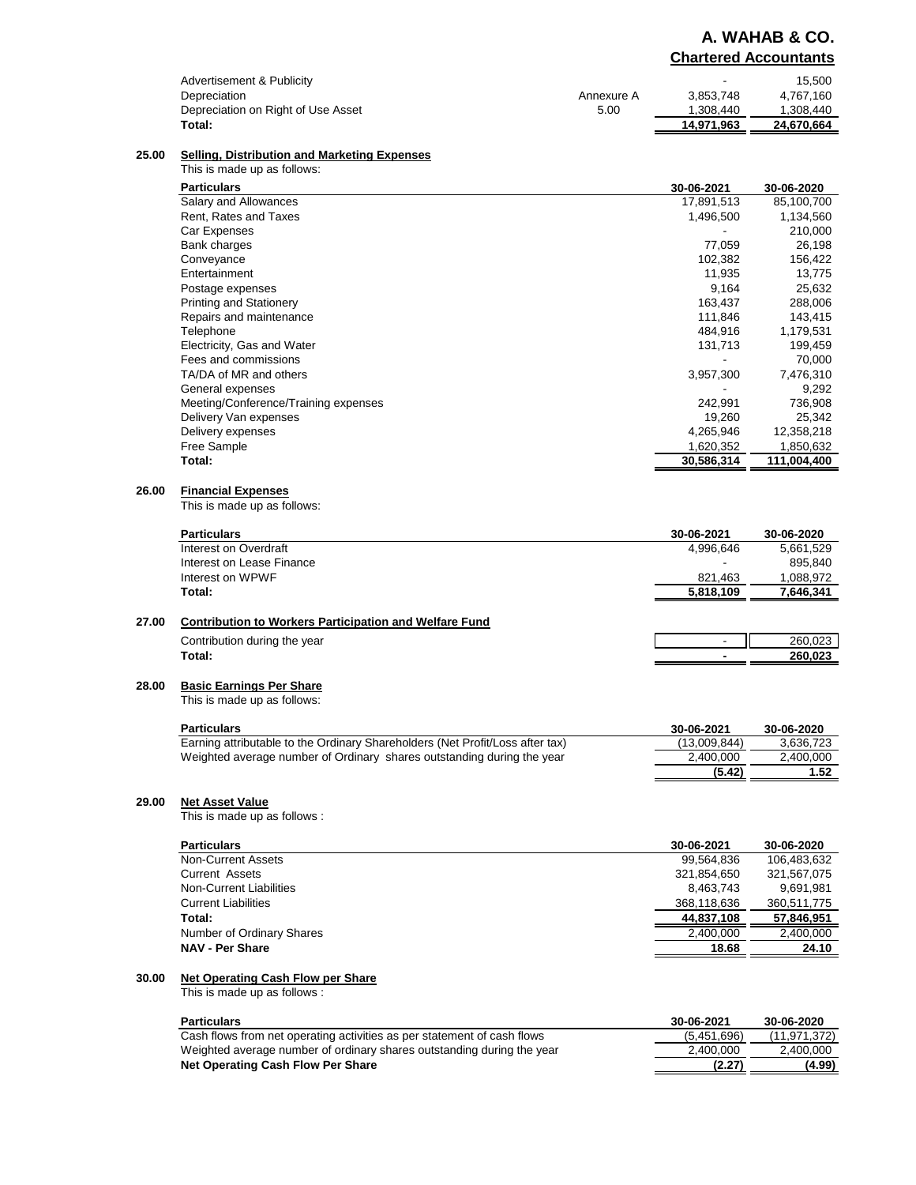| | | | |
|---|---|---|---|
| Advertisement & Publicity | | - | 15,500 |
| Depreciation | Annexure A | 3,853,748 | 4,767,160 |
| Depreciation on Right of Use Asset | 5.00 | 1,308,440 | 1,308,440 |
| **Total:** | | **14,971,963** | **24,670,664** |

## 25.00 Selling, Distribution and Marketing Expenses

This is made up as follows:

| Particulars | 30-06-2021 | 30-06-2020 |
|---|---|---|
| Salary and Allowances | 17,891,513 | 85,100,700 |
| Rent, Rates and Taxes | 1,496,500 | 1,134,560 |
| Car Expenses | - | 210,000 |
| Bank charges | 77,059 | 26,198 |
| Conveyance | 102,382 | 156,422 |
| Entertainment | 11,935 | 13,775 |
| Postage expenses | 9,164 | 25,632 |
| Printing and Stationery | 163,437 | 288,006 |
| Repairs and maintenance | 111,846 | 143,415 |
| Telephone | 484,916 | 1,179,531 |
| Electricity, Gas and Water | 131,713 | 199,459 |
| Fees and commissions | - | 70,000 |
| TA/DA of MR and others | 3,957,300 | 7,476,310 |
| General expenses | - | 9,292 |
| Meeting/Conference/Training expenses | 242,991 | 736,908 |
| Delivery Van expenses | 19,260 | 25,342 |
| Delivery expenses | 4,265,946 | 12,358,218 |
| Free Sample | 1,620,352 | 1,850,632 |
| **Total:** | **30,586,314** | **111,004,400** |

## 26.00 Financial Expenses

This is made up as follows:

| Particulars | 30-06-2021 | 30-06-2020 |
|---|---|---|
| Interest on Overdraft | 4,996,646 | 5,661,529 |
| Interest on Lease Finance | - | 895,840 |
| Interest on WPWF | 821,463 | 1,088,972 |
| **Total:** | **5,818,109** | **7,646,341** |

## 27.00 Contribution to Workers Participation and Welfare Fund

| | | |
|---|---|---|
| Contribution during the year | - | 260,023 |
| **Total:** | **-** | **260,023** |

## 28.00 Basic Earnings Per Share

This is made up as follows:

| Particulars | 30-06-2021 | 30-06-2020 |
|---|---|---|
| Earning attributable to the Ordinary Shareholders (Net Profit/Loss after tax) | (13,009,844) | 3,636,723 |
| Weighted average number of Ordinary shares outstanding during the year | 2,400,000 | 2,400,000 |
| | **(5.42)** | **1.52** |

## 29.00 Net Asset Value

This is made up as follows :

| Particulars | 30-06-2021 | 30-06-2020 |
|---|---|---|
| Non-Current Assets | 99,564,836 | 106,483,632 |
| Current Assets | 321,854,650 | 321,567,075 |
| Non-Current Liabilities | 8,463,743 | 9,691,981 |
| Current Liabilities | 368,118,636 | 360,511,775 |
| **Total:** | **44,837,108** | **57,846,951** |
| Number of Ordinary Shares | 2,400,000 | 2,400,000 |
| **NAV - Per Share** | **18.68** | **24.10** |

## 30.00 Net Operating Cash Flow per Share

This is made up as follows :

| Particulars | 30-06-2021 | 30-06-2020 |
|---|---|---|
| Cash flows from net operating activities as per statement of cash flows | (5,451,696) | (11,971,372) |
| Weighted average number of ordinary shares outstanding during the year | 2,400,000 | 2,400,000 |
| **Net Operating Cash Flow Per Share** | **(2.27)** | **(4.99)** |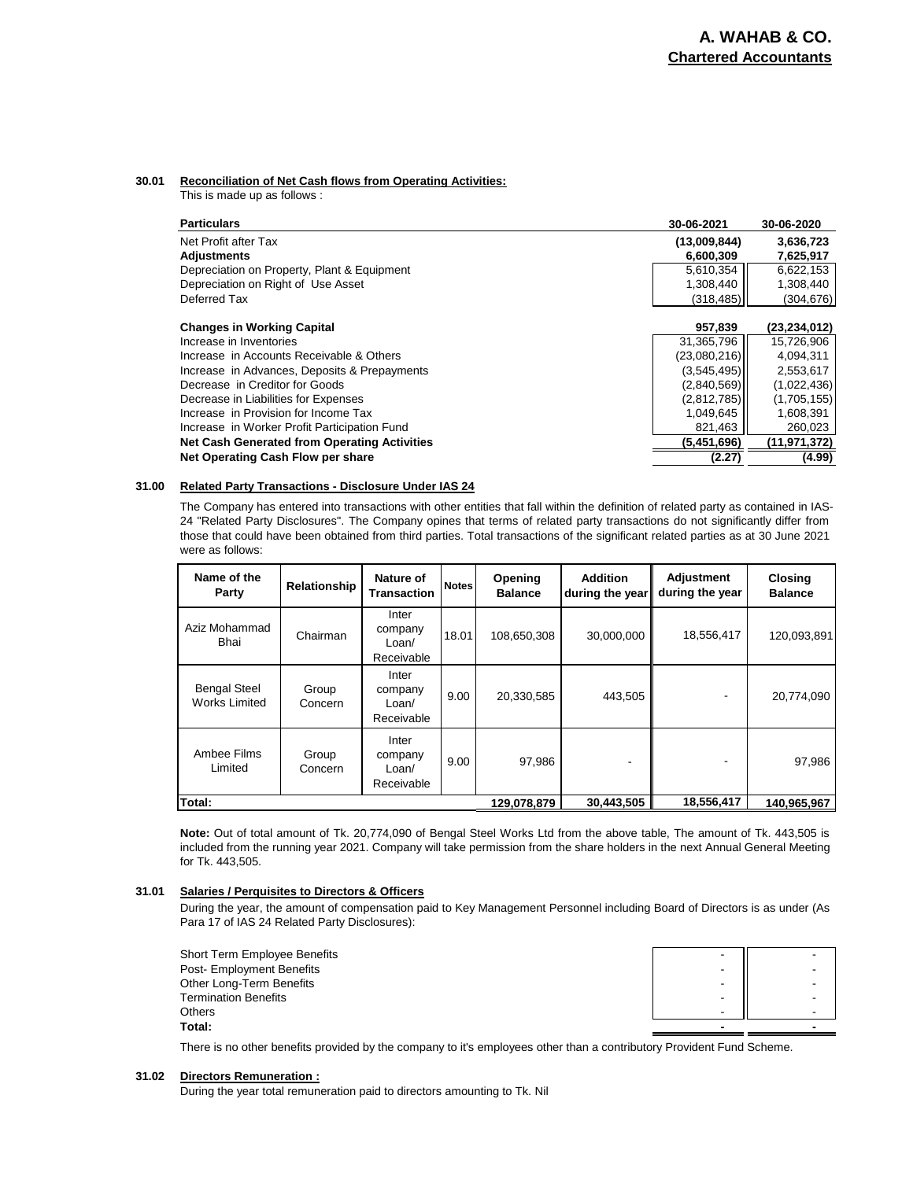**A. WAHAB & CO.**
**Chartered Accountants**

**30.01 Reconciliation of Net Cash flows from Operating Activities:**

This is made up as follows :

| Particulars | 30-06-2021 | 30-06-2020 |
|---|---|---|
| Net Profit after Tax | (13,009,844) | 3,636,723 |
| **Adjustments** | **6,600,309** | **7,625,917** |
| Depreciation on Property, Plant & Equipment | 5,610,354 | 6,622,153 |
| Depreciation on Right of Use Asset | 1,308,440 | 1,308,440 |
| Deferred Tax | (318,485) | (304,676) |
| **Changes in Working Capital** | **957,839** | **(23,234,012)** |
| Increase in Inventories | 31,365,796 | 15,726,906 |
| Increase in Accounts Receivable & Others | (23,080,216) | 4,094,311 |
| Increase in Advances, Deposits & Prepayments | (3,545,495) | 2,553,617 |
| Decrease in Creditor for Goods | (2,840,569) | (1,022,436) |
| Decrease in Liabilities for Expenses | (2,812,785) | (1,705,155) |
| Increase in Provision for Income Tax | 1,049,645 | 1,608,391 |
| Increase in Worker Profit Participation Fund | 821,463 | 260,023 |
| **Net Cash Generated from Operating Activities** | **(5,451,696)** | **(11,971,372)** |
| **Net Operating Cash Flow per share** | **(2.27)** | **(4.99)** |

**31.00 Related Party Transactions - Disclosure Under IAS 24**

The Company has entered into transactions with other entities that fall within the definition of related party as contained in IAS-24 "Related Party Disclosures". The Company opines that terms of related party transactions do not significantly differ from those that could have been obtained from third parties. Total transactions of the significant related parties as at 30 June 2021 were as follows:

| Name of the Party | Relationship | Nature of Transaction | Notes | Opening Balance | Addition during the year | Adjustment during the year | Closing Balance |
|---|---|---|---|---|---|---|---|
| Aziz Mohammad Bhai | Chairman | Inter company Loan/ Receivable | 18.01 | 108,650,308 | 30,000,000 | 18,556,417 | 120,093,891 |
| Bengal Steel Works Limited | Group Concern | Inter company Loan/ Receivable | 9.00 | 20,330,585 | 443,505 | - | 20,774,090 |
| Ambee Films Limited | Group Concern | Inter company Loan/ Receivable | 9.00 | 97,986 | - | - | 97,986 |
| **Total:** | | | | **129,078,879** | **30,443,505** | **18,556,417** | **140,965,967** |

**Note:** Out of total amount of Tk. 20,774,090 of Bengal Steel Works Ltd from the above table, The amount of Tk. 443,505 is included from the running year 2021. Company will take permission from the share holders in the next Annual General Meeting for Tk. 443,505.

**31.01 Salaries / Perquisites to Directors & Officers**

During the year, the amount of compensation paid to Key Management Personnel including Board of Directors is as under (As Para 17 of IAS 24 Related Party Disclosures):

| | | |
|---|---|---|
| Short Term Employee Benefits | - | - |
| Post- Employment Benefits | - | - |
| Other Long-Term Benefits | - | - |
| Termination Benefits | - | - |
| Others | - | - |
| **Total:** | **-** | **-** |

There is no other benefits provided by the company to it's employees other than a contributory Provident Fund Scheme.

**31.02 Directors Remuneration :**

During the year total remuneration paid to directors amounting to Tk. Nil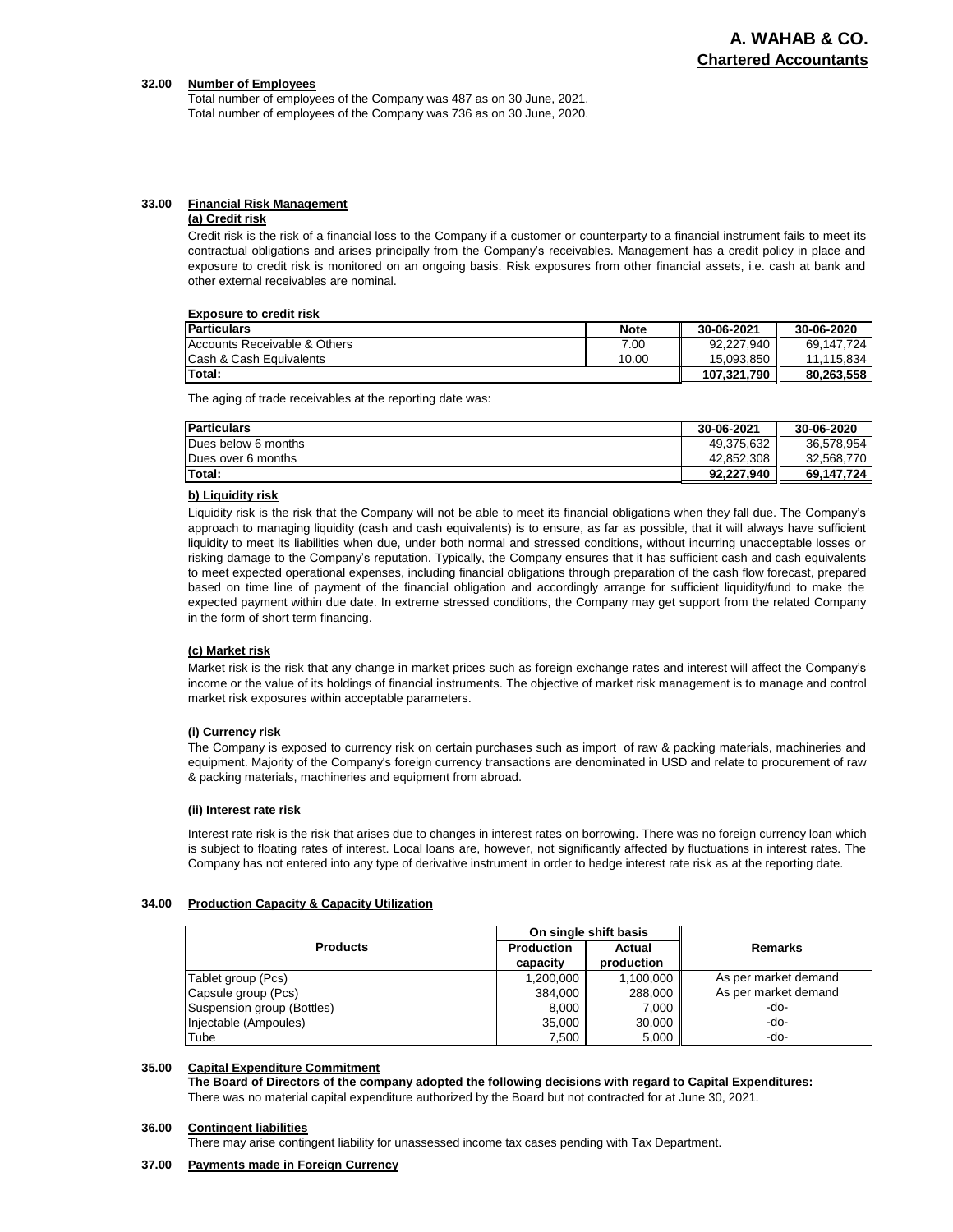## 32.00 Number of Employees

Total number of employees of the Company was 487 as on 30 June, 2021.
Total number of employees of the Company was 736 as on 30 June, 2020.

## 33.00 Financial Risk Management

### (a) Credit risk

Credit risk is the risk of a financial loss to the Company if a customer or counterparty to a financial instrument fails to meet its contractual obligations and arises principally from the Company's receivables. Management has a credit policy in place and exposure to credit risk is monitored on an ongoing basis. Risk exposures from other financial assets, i.e. cash at bank and other external receivables are nominal.

**Exposure to credit risk**

| Particulars | Note | 30-06-2021 | 30-06-2020 |
|---|---|---|---|
| Accounts Receivable & Others | 7.00 | 92,227,940 | 69,147,724 |
| Cash & Cash Equivalents | 10.00 | 15,093,850 | 11,115,834 |
| **Total:** | | **107,321,790** | **80,263,558** |

The aging of trade receivables at the reporting date was:

| Particulars | 30-06-2021 | 30-06-2020 |
|---|---|---|
| Dues below 6 months | 49,375,632 | 36,578,954 |
| Dues over 6 months | 42,852,308 | 32,568,770 |
| **Total:** | **92,227,940** | **69,147,724** |

### b) Liquidity risk

Liquidity risk is the risk that the Company will not be able to meet its financial obligations when they fall due. The Company's approach to managing liquidity (cash and cash equivalents) is to ensure, as far as possible, that it will always have sufficient liquidity to meet its liabilities when due, under both normal and stressed conditions, without incurring unacceptable losses or risking damage to the Company's reputation. Typically, the Company ensures that it has sufficient cash and cash equivalents to meet expected operational expenses, including financial obligations through preparation of the cash flow forecast, prepared based on time line of payment of the financial obligation and accordingly arrange for sufficient liquidity/fund to make the expected payment within due date. In extreme stressed conditions, the Company may get support from the related Company in the form of short term financing.

### (c) Market risk

Market risk is the risk that any change in market prices such as foreign exchange rates and interest will affect the Company's income or the value of its holdings of financial instruments. The objective of market risk management is to manage and control market risk exposures within acceptable parameters.

#### (i) Currency risk

The Company is exposed to currency risk on certain purchases such as import of raw & packing materials, machineries and equipment. Majority of the Company's foreign currency transactions are denominated in USD and relate to procurement of raw & packing materials, machineries and equipment from abroad.

#### (ii) Interest rate risk

Interest rate risk is the risk that arises due to changes in interest rates on borrowing. There was no foreign currency loan which is subject to floating rates of interest. Local loans are, however, not significantly affected by fluctuations in interest rates. The Company has not entered into any type of derivative instrument in order to hedge interest rate risk as at the reporting date.

## 34.00 Production Capacity & Capacity Utilization

| Products | On single shift basis | | Remarks |
|---|---|---|---|
| | Production capacity | Actual production | |
| Tablet group (Pcs) | 1,200,000 | 1,100,000 | As per market demand |
| Capsule group (Pcs) | 384,000 | 288,000 | As per market demand |
| Suspension group (Bottles) | 8,000 | 7,000 | -do- |
| Injectable (Ampoules) | 35,000 | 30,000 | -do- |
| Tube | 7,500 | 5,000 | -do- |

## 35.00 Capital Expenditure Commitment

**The Board of Directors of the company adopted the following decisions with regard to Capital Expenditures:**
There was no material capital expenditure authorized by the Board but not contracted for at June 30, 2021.

## 36.00 Contingent liabilities

There may arise contingent liability for unassessed income tax cases pending with Tax Department.

## 37.00 Payments made in Foreign Currency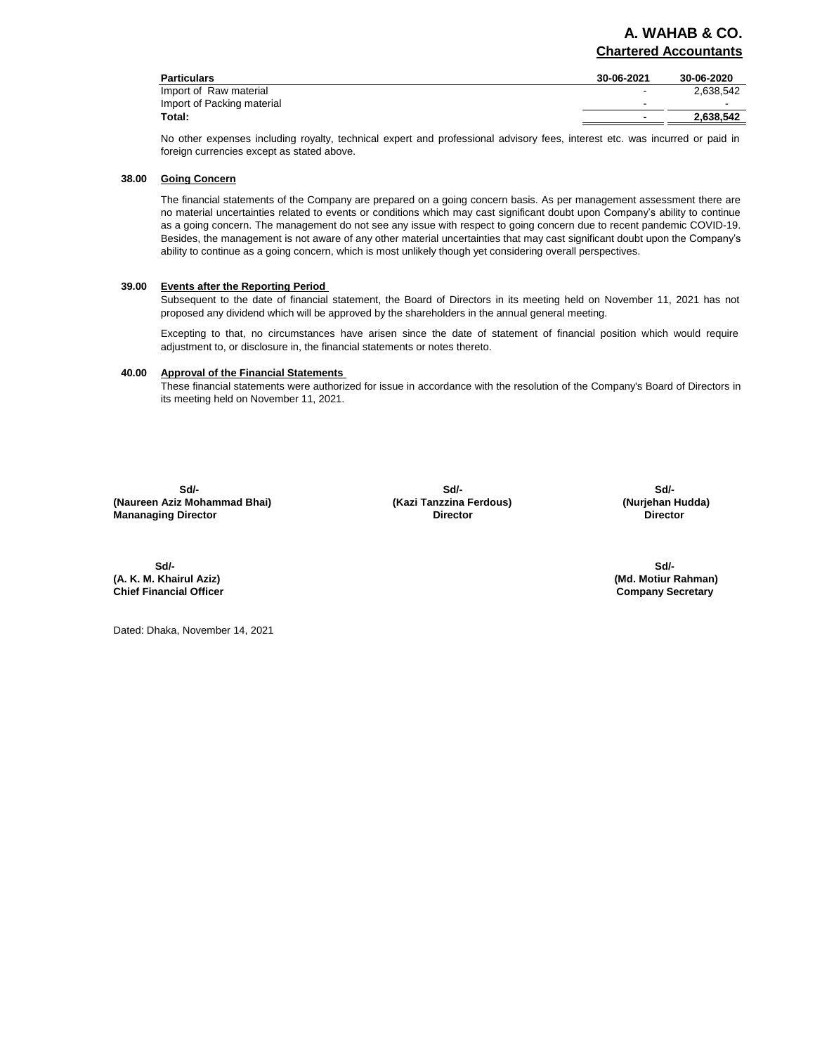| Particulars | 30-06-2021 | 30-06-2020 |
|---|---|---|
| Import of Raw material | - | 2,638,542 |
| Import of Packing material | - | - |
| **Total:** | **-** | **2,638,542** |

No other expenses including royalty, technical expert and professional advisory fees, interest etc. was incurred or paid in foreign currencies except as stated above.

**38.00 Going Concern**

The financial statements of the Company are prepared on a going concern basis. As per management assessment there are no material uncertainties related to events or conditions which may cast significant doubt upon Company's ability to continue as a going concern. The management do not see any issue with respect to going concern due to recent pandemic COVID-19. Besides, the management is not aware of any other material uncertainties that may cast significant doubt upon the Company's ability to continue as a going concern, which is most unlikely though yet considering overall perspectives.

**39.00 Events after the Reporting Period**

Subsequent to the date of financial statement, the Board of Directors in its meeting held on November 11, 2021 has not proposed any dividend which will be approved by the shareholders in the annual general meeting.

Excepting to that, no circumstances have arisen since the date of statement of financial position which would require adjustment to, or disclosure in, the financial statements or notes thereto.

**40.00 Approval of the Financial Statements**

These financial statements were authorized for issue in accordance with the resolution of the Company's Board of Directors in its meeting held on November 11, 2021.

**Sd/-**
**(Naureen Aziz Mohammad Bhai)**
**Mananaging Director**

**Sd/-**
**(Kazi Tanzzina Ferdous)**
**Director**

**Sd/-**
**(Nurjehan Hudda)**
**Director**

**Sd/-**
**(A. K. M. Khairul Aziz)**
**Chief Financial Officer**

**Sd/-**
**(Md. Motiur Rahman)**
**Company Secretary**

Dated: Dhaka, November 14, 2021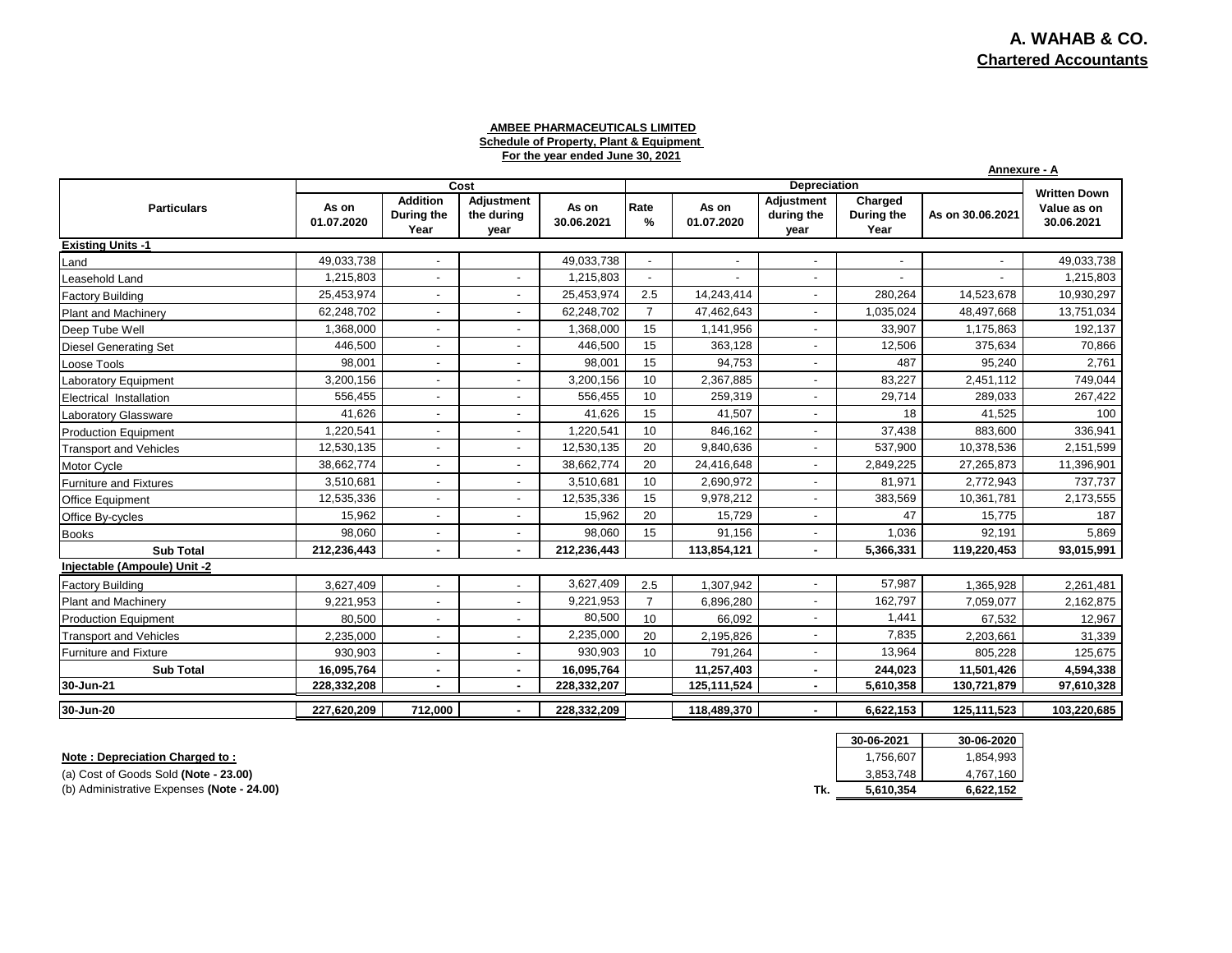**A. WAHAB & CO.**
**Chartered Accountants**

**AMBEE PHARMACEUTICALS LIMITED**
**Schedule of Property, Plant & Equipment**
**For the year ended June 30, 2021**

**Annexure - A**

| Particulars | Cost | | | | Depreciation | | | | | Written Down Value as on 30.06.2021 |
|---|---|---|---|---|---|---|---|---|---|---|
| | As on 01.07.2020 | Addition During the Year | Adjustment the during year | As on 30.06.2021 | Rate % | As on 01.07.2020 | Adjustment during the year | Charged During the Year | As on 30.06.2021 | |
| **Existing Units -1** | | | | | | | | | | |
| Land | 49,033,738 | - | | 49,033,738 | - | - | - | - | - | 49,033,738 |
| Leasehold Land | 1,215,803 | - | - | 1,215,803 | - | - | - | - | - | 1,215,803 |
| Factory Building | 25,453,974 | - | - | 25,453,974 | 2.5 | 14,243,414 | - | 280,264 | 14,523,678 | 10,930,297 |
| Plant and Machinery | 62,248,702 | - | - | 62,248,702 | 7 | 47,462,643 | - | 1,035,024 | 48,497,668 | 13,751,034 |
| Deep Tube Well | 1,368,000 | - | - | 1,368,000 | 15 | 1,141,956 | - | 33,907 | 1,175,863 | 192,137 |
| Diesel Generating Set | 446,500 | - | - | 446,500 | 15 | 363,128 | - | 12,506 | 375,634 | 70,866 |
| Loose Tools | 98,001 | - | - | 98,001 | 15 | 94,753 | - | 487 | 95,240 | 2,761 |
| Laboratory Equipment | 3,200,156 | - | - | 3,200,156 | 10 | 2,367,885 | - | 83,227 | 2,451,112 | 749,044 |
| Electrical Installation | 556,455 | - | - | 556,455 | 10 | 259,319 | - | 29,714 | 289,033 | 267,422 |
| Laboratory Glassware | 41,626 | - | - | 41,626 | 15 | 41,507 | - | 18 | 41,525 | 100 |
| Production Equipment | 1,220,541 | - | - | 1,220,541 | 10 | 846,162 | - | 37,438 | 883,600 | 336,941 |
| Transport and Vehicles | 12,530,135 | - | - | 12,530,135 | 20 | 9,840,636 | - | 537,900 | 10,378,536 | 2,151,599 |
| Motor Cycle | 38,662,774 | - | - | 38,662,774 | 20 | 24,416,648 | - | 2,849,225 | 27,265,873 | 11,396,901 |
| Furniture and Fixtures | 3,510,681 | - | - | 3,510,681 | 10 | 2,690,972 | - | 81,971 | 2,772,943 | 737,737 |
| Office Equipment | 12,535,336 | - | - | 12,535,336 | 15 | 9,978,212 | - | 383,569 | 10,361,781 | 2,173,555 |
| Office By-cycles | 15,962 | - | - | 15,962 | 20 | 15,729 | - | 47 | 15,775 | 187 |
| Books | 98,060 | - | - | 98,060 | 15 | 91,156 | - | 1,036 | 92,191 | 5,869 |
| **Sub Total** | **212,236,443** | **-** | **-** | **212,236,443** | | **113,854,121** | **-** | **5,366,331** | **119,220,453** | **93,015,991** |
| **Injectable (Ampoule) Unit -2** | | | | | | | | | | |
| Factory Building | 3,627,409 | - | - | 3,627,409 | 2.5 | 1,307,942 | - | 57,987 | 1,365,928 | 2,261,481 |
| Plant and Machinery | 9,221,953 | - | - | 9,221,953 | 7 | 6,896,280 | - | 162,797 | 7,059,077 | 2,162,875 |
| Production Equipment | 80,500 | - | - | 80,500 | 10 | 66,092 | - | 1,441 | 67,532 | 12,967 |
| Transport and Vehicles | 2,235,000 | - | - | 2,235,000 | 20 | 2,195,826 | - | 7,835 | 2,203,661 | 31,339 |
| Furniture and Fixture | 930,903 | - | - | 930,903 | 10 | 791,264 | - | 13,964 | 805,228 | 125,675 |
| **Sub Total** | **16,095,764** | **-** | **-** | **16,095,764** | | **11,257,403** | **-** | **244,023** | **11,501,426** | **4,594,338** |
| **30-Jun-21** | **228,332,208** | **-** | **-** | **228,332,207** | | **125,111,524** | **-** | **5,610,358** | **130,721,879** | **97,610,328** |
| **30-Jun-20** | **227,620,209** | **712,000** | **-** | **228,332,209** | | **118,489,370** | **-** | **6,622,153** | **125,111,523** | **103,220,685** |

**Note : Depreciation Charged to :**

| | | 30-06-2021 | 30-06-2020 |
|---|---|---|---|
| (a) Cost of Goods Sold **(Note - 23.00)** | | 1,756,607 | 1,854,993 |
| (b) Administrative Expenses **(Note - 24.00)** | | 3,853,748 | 4,767,160 |
| | Tk. | **5,610,354** | **6,622,152** |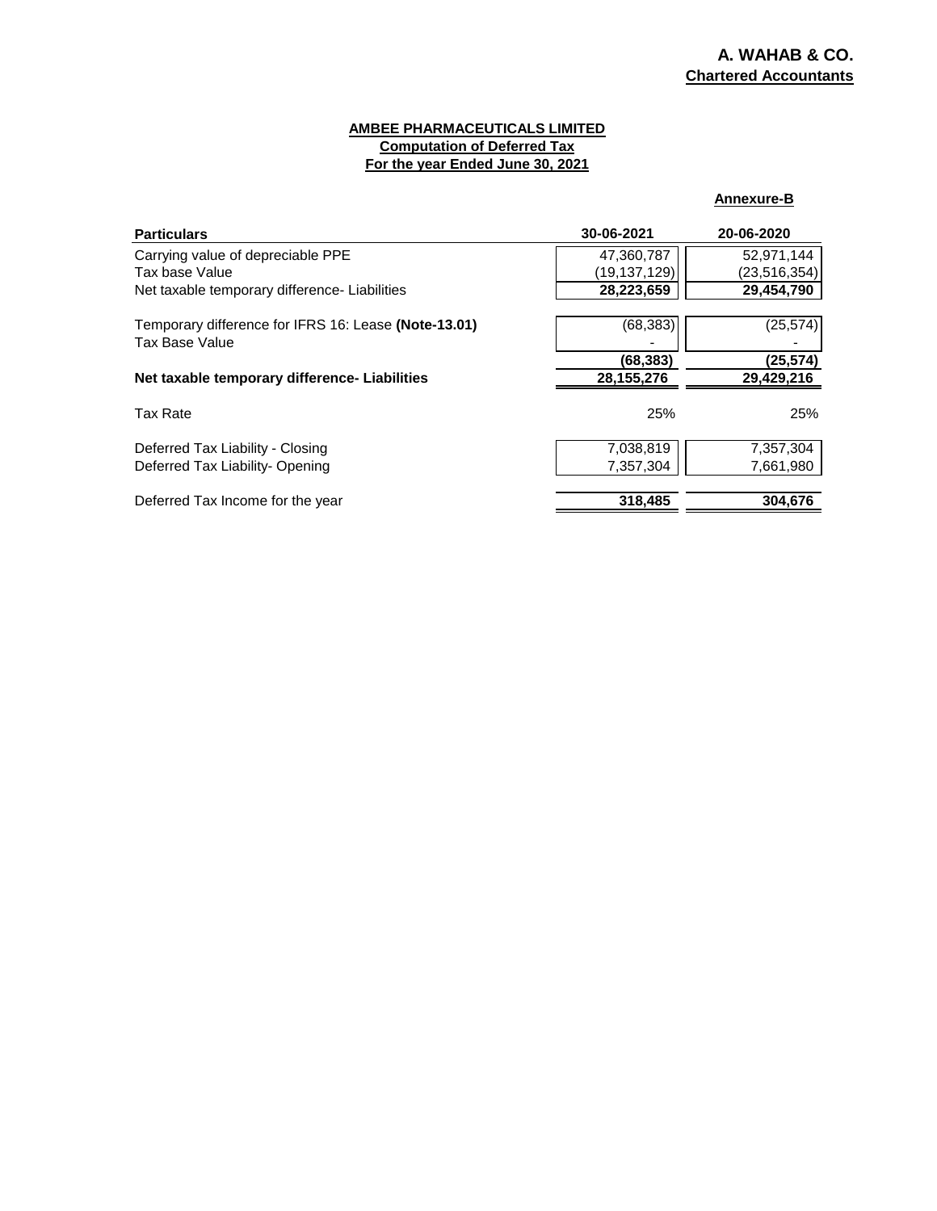**A. WAHAB & CO.**
**Chartered Accountants**

**AMBEE PHARMACEUTICALS LIMITED**
**Computation of Deferred Tax**
**For the year Ended June 30, 2021**

**Annexure-B**

| Particulars | 30-06-2021 | 20-06-2020 |
|---|---|---|
| Carrying value of depreciable PPE | 47,360,787 | 52,971,144 |
| Tax base Value | (19,137,129) | (23,516,354) |
| Net taxable temporary difference- Liabilities | **28,223,659** | **29,454,790** |
| | | |
| Temporary difference for IFRS 16: Lease **(Note-13.01)** | (68,383) | (25,574) |
| Tax Base Value | - | - |
| | **(68,383)** | **(25,574)** |
| **Net taxable temporary difference- Liabilities** | **28,155,276** | **29,429,216** |
| | | |
| Tax Rate | 25% | 25% |
| | | |
| Deferred Tax Liability - Closing | 7,038,819 | 7,357,304 |
| Deferred Tax Liability- Opening | 7,357,304 | 7,661,980 |
| | | |
| Deferred Tax Income for the year | **318,485** | **304,676** |